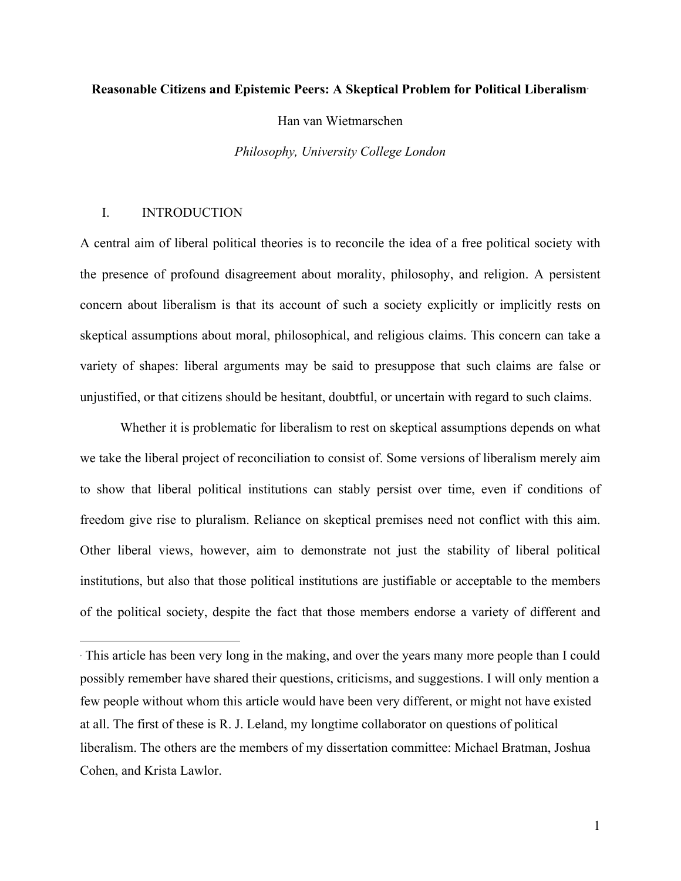**Reasonable Citizens and Epistemic Peers: A Skeptical Problem for Political Liberalism**[*]

Han van Wietmarschen

*Philosophy, University College London*

## I. INTRODUCTION

A central aim of liberal political theories is to reconcile the idea of a free political society with the presence of profound disagreement about morality, philosophy, and religion. A persistent concern about liberalism is that its account of such a society explicitly or implicitly rests on skeptical assumptions about moral, philosophical, and religious claims. This concern can take a variety of shapes: liberal arguments may be said to presuppose that such claims are false or unjustified, or that citizens should be hesitant, doubtful, or uncertain with regard to such claims.

Whether it is problematic for liberalism to rest on skeptical assumptions depends on what we take the liberal project of reconciliation to consist of. Some versions of liberalism merely aim to show that liberal political institutions can stably persist over time, even if conditions of freedom give rise to pluralism. Reliance on skeptical premises need not conflict with this aim. Other liberal views, however, aim to demonstrate not just the stability of liberal political institutions, but also that those political institutions are justifiable or acceptable to the members of the political society, despite the fact that those members endorse a variety of different and

[*] This article has been very long in the making, and over the years many more people than I could possibly remember have shared their questions, criticisms, and suggestions. I will only mention a few people without whom this article would have been very different, or might not have existed at all. The first of these is R. J. Leland, my longtime collaborator on questions of political liberalism. The others are the members of my dissertation committee: Michael Bratman, Joshua Cohen, and Krista Lawlor.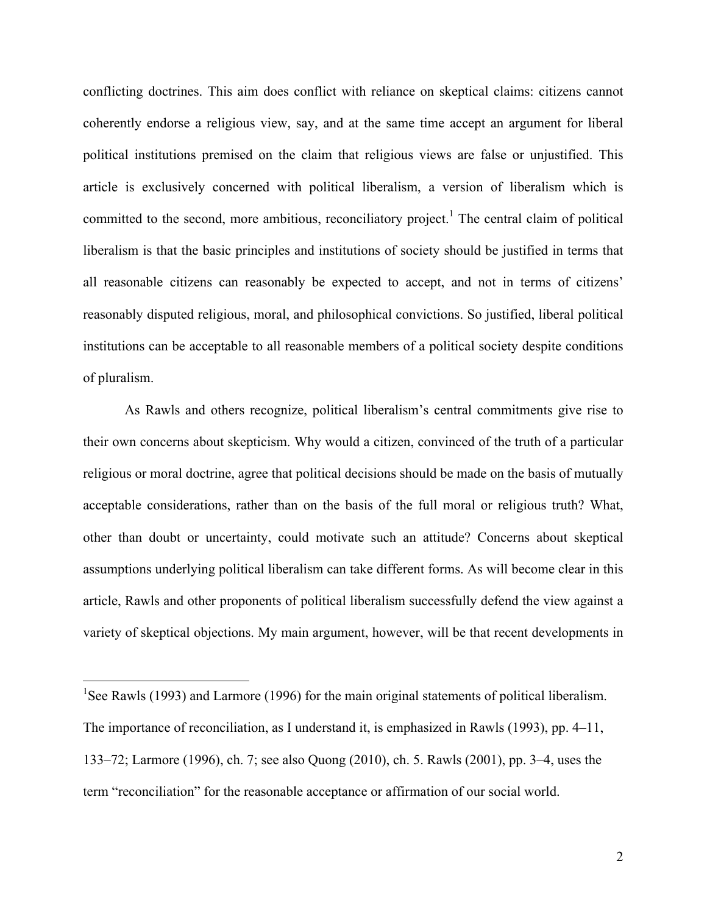conflicting doctrines. This aim does conflict with reliance on skeptical claims: citizens cannot coherently endorse a religious view, say, and at the same time accept an argument for liberal political institutions premised on the claim that religious views are false or unjustified. This article is exclusively concerned with political liberalism, a version of liberalism which is committed to the second, more ambitious, reconciliatory project.[1] The central claim of political liberalism is that the basic principles and institutions of society should be justified in terms that all reasonable citizens can reasonably be expected to accept, and not in terms of citizens' reasonably disputed religious, moral, and philosophical convictions. So justified, liberal political institutions can be acceptable to all reasonable members of a political society despite conditions of pluralism.

As Rawls and others recognize, political liberalism's central commitments give rise to their own concerns about skepticism. Why would a citizen, convinced of the truth of a particular religious or moral doctrine, agree that political decisions should be made on the basis of mutually acceptable considerations, rather than on the basis of the full moral or religious truth? What, other than doubt or uncertainty, could motivate such an attitude? Concerns about skeptical assumptions underlying political liberalism can take different forms. As will become clear in this article, Rawls and other proponents of political liberalism successfully defend the view against a variety of skeptical objections. My main argument, however, will be that recent developments in

[1] See Rawls (1993) and Larmore (1996) for the main original statements of political liberalism. The importance of reconciliation, as I understand it, is emphasized in Rawls (1993), pp. 4–11, 133–72; Larmore (1996), ch. 7; see also Quong (2010), ch. 5. Rawls (2001), pp. 3–4, uses the term "reconciliation" for the reasonable acceptance or affirmation of our social world.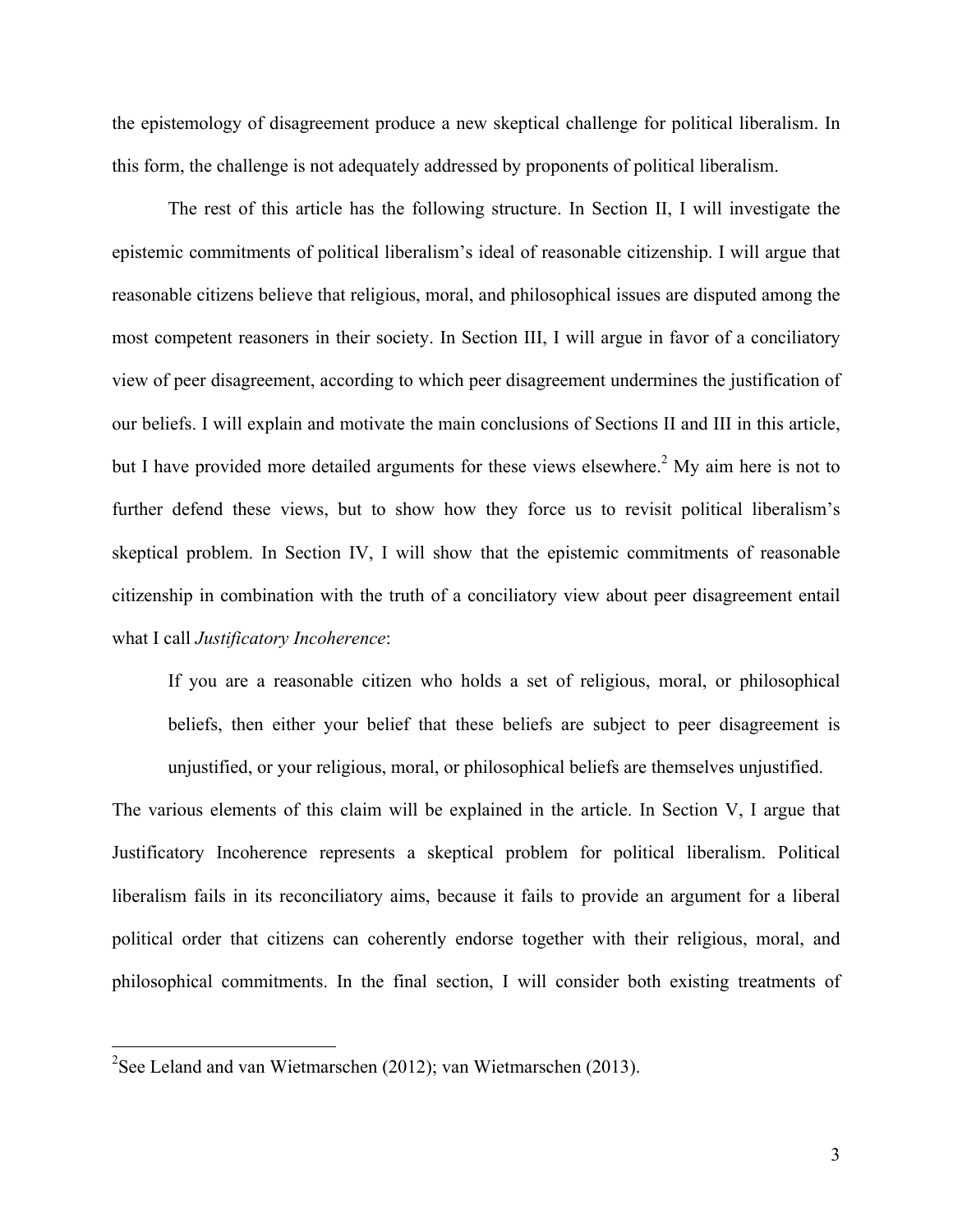the epistemology of disagreement produce a new skeptical challenge for political liberalism. In this form, the challenge is not adequately addressed by proponents of political liberalism.

The rest of this article has the following structure. In Section II, I will investigate the epistemic commitments of political liberalism's ideal of reasonable citizenship. I will argue that reasonable citizens believe that religious, moral, and philosophical issues are disputed among the most competent reasoners in their society. In Section III, I will argue in favor of a conciliatory view of peer disagreement, according to which peer disagreement undermines the justification of our beliefs. I will explain and motivate the main conclusions of Sections II and III in this article, but I have provided more detailed arguments for these views elsewhere.[2] My aim here is not to further defend these views, but to show how they force us to revisit political liberalism's skeptical problem. In Section IV, I will show that the epistemic commitments of reasonable citizenship in combination with the truth of a conciliatory view about peer disagreement entail what I call *Justificatory Incoherence*:

> If you are a reasonable citizen who holds a set of religious, moral, or philosophical beliefs, then either your belief that these beliefs are subject to peer disagreement is unjustified, or your religious, moral, or philosophical beliefs are themselves unjustified.

The various elements of this claim will be explained in the article. In Section V, I argue that Justificatory Incoherence represents a skeptical problem for political liberalism. Political liberalism fails in its reconciliatory aims, because it fails to provide an argument for a liberal political order that citizens can coherently endorse together with their religious, moral, and philosophical commitments. In the final section, I will consider both existing treatments of

[2] See Leland and van Wietmarschen (2012); van Wietmarschen (2013).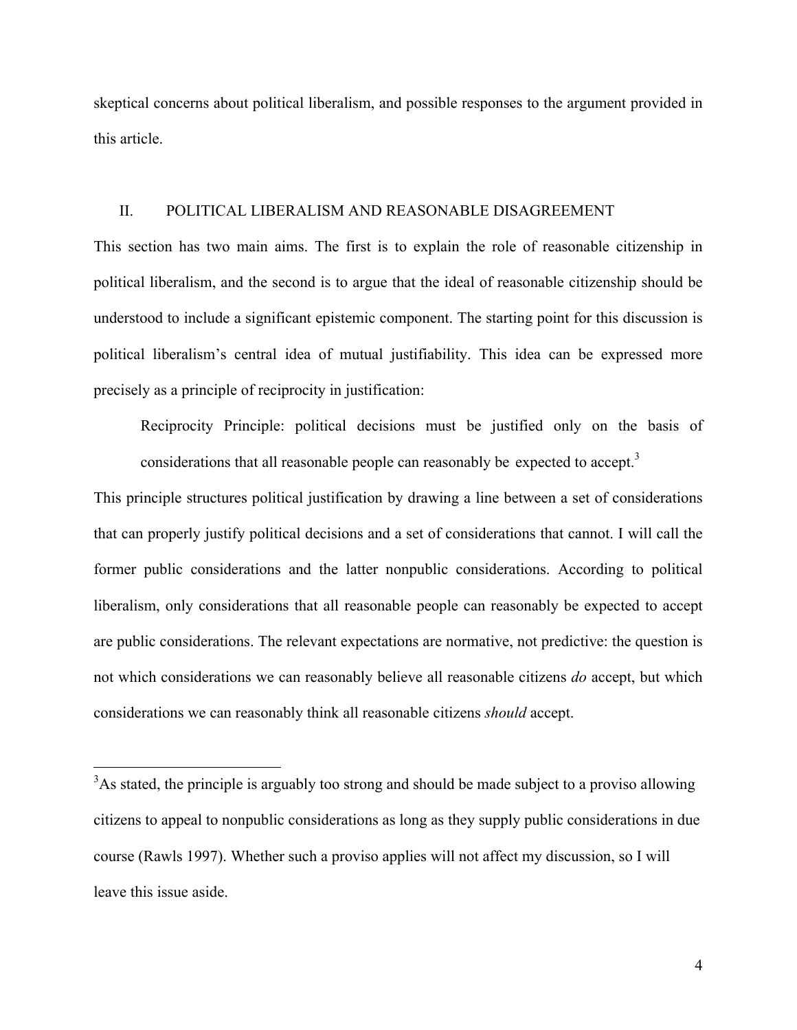skeptical concerns about political liberalism, and possible responses to the argument provided in this article.

## II. POLITICAL LIBERALISM AND REASONABLE DISAGREEMENT

This section has two main aims. The first is to explain the role of reasonable citizenship in political liberalism, and the second is to argue that the ideal of reasonable citizenship should be understood to include a significant epistemic component. The starting point for this discussion is political liberalism's central idea of mutual justifiability. This idea can be expressed more precisely as a principle of reciprocity in justification:

> Reciprocity Principle: political decisions must be justified only on the basis of considerations that all reasonable people can reasonably be expected to accept.[3]

This principle structures political justification by drawing a line between a set of considerations that can properly justify political decisions and a set of considerations that cannot. I will call the former public considerations and the latter nonpublic considerations. According to political liberalism, only considerations that all reasonable people can reasonably be expected to accept are public considerations. The relevant expectations are normative, not predictive: the question is not which considerations we can reasonably believe all reasonable citizens *do* accept, but which considerations we can reasonably think all reasonable citizens *should* accept.

---

[3] As stated, the principle is arguably too strong and should be made subject to a proviso allowing citizens to appeal to nonpublic considerations as long as they supply public considerations in due course (Rawls 1997). Whether such a proviso applies will not affect my discussion, so I will leave this issue aside.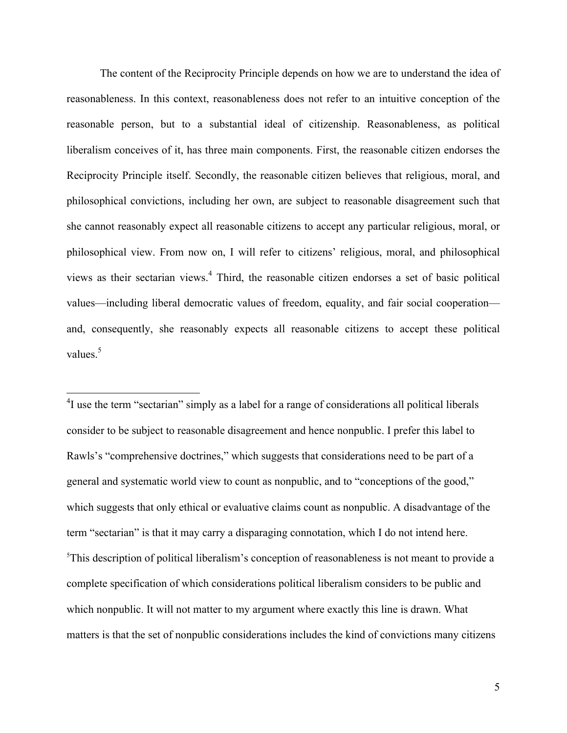The content of the Reciprocity Principle depends on how we are to understand the idea of reasonableness. In this context, reasonableness does not refer to an intuitive conception of the reasonable person, but to a substantial ideal of citizenship. Reasonableness, as political liberalism conceives of it, has three main components. First, the reasonable citizen endorses the Reciprocity Principle itself. Secondly, the reasonable citizen believes that religious, moral, and philosophical convictions, including her own, are subject to reasonable disagreement such that she cannot reasonably expect all reasonable citizens to accept any particular religious, moral, or philosophical view. From now on, I will refer to citizens' religious, moral, and philosophical views as their sectarian views.[4] Third, the reasonable citizen endorses a set of basic political values—including liberal democratic values of freedom, equality, and fair social cooperation—and, consequently, she reasonably expects all reasonable citizens to accept these political values.[5]

---

[4]I use the term "sectarian" simply as a label for a range of considerations all political liberals consider to be subject to reasonable disagreement and hence nonpublic. I prefer this label to Rawls's "comprehensive doctrines," which suggests that considerations need to be part of a general and systematic world view to count as nonpublic, and to "conceptions of the good," which suggests that only ethical or evaluative claims count as nonpublic. A disadvantage of the term "sectarian" is that it may carry a disparaging connotation, which I do not intend here.

[5]This description of political liberalism's conception of reasonableness is not meant to provide a complete specification of which considerations political liberalism considers to be public and which nonpublic. It will not matter to my argument where exactly this line is drawn. What matters is that the set of nonpublic considerations includes the kind of convictions many citizens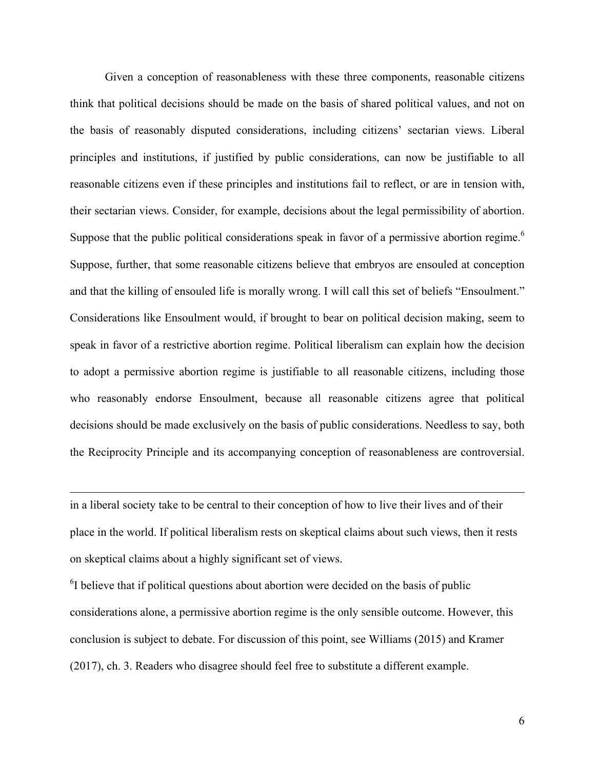Given a conception of reasonableness with these three components, reasonable citizens think that political decisions should be made on the basis of shared political values, and not on the basis of reasonably disputed considerations, including citizens' sectarian views. Liberal principles and institutions, if justified by public considerations, can now be justifiable to all reasonable citizens even if these principles and institutions fail to reflect, or are in tension with, their sectarian views. Consider, for example, decisions about the legal permissibility of abortion. Suppose that the public political considerations speak in favor of a permissive abortion regime.[6] Suppose, further, that some reasonable citizens believe that embryos are ensouled at conception and that the killing of ensouled life is morally wrong. I will call this set of beliefs "Ensoulment." Considerations like Ensoulment would, if brought to bear on political decision making, seem to speak in favor of a restrictive abortion regime. Political liberalism can explain how the decision to adopt a permissive abortion regime is justifiable to all reasonable citizens, including those who reasonably endorse Ensoulment, because all reasonable citizens agree that political decisions should be made exclusively on the basis of public considerations. Needless to say, both the Reciprocity Principle and its accompanying conception of reasonableness are controversial.

---

in a liberal society take to be central to their conception of how to live their lives and of their place in the world. If political liberalism rests on skeptical claims about such views, then it rests on skeptical claims about a highly significant set of views.

[6] I believe that if political questions about abortion were decided on the basis of public considerations alone, a permissive abortion regime is the only sensible outcome. However, this conclusion is subject to debate. For discussion of this point, see Williams (2015) and Kramer (2017), ch. 3. Readers who disagree should feel free to substitute a different example.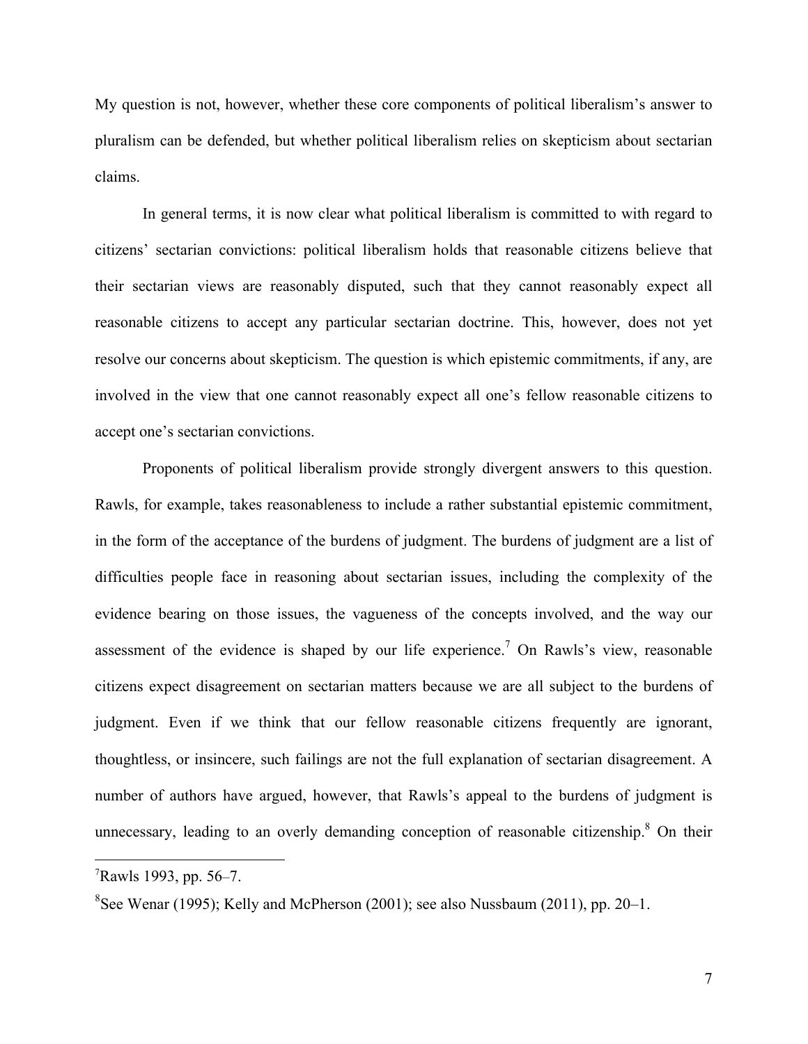My question is not, however, whether these core components of political liberalism's answer to pluralism can be defended, but whether political liberalism relies on skepticism about sectarian claims.

In general terms, it is now clear what political liberalism is committed to with regard to citizens' sectarian convictions: political liberalism holds that reasonable citizens believe that their sectarian views are reasonably disputed, such that they cannot reasonably expect all reasonable citizens to accept any particular sectarian doctrine. This, however, does not yet resolve our concerns about skepticism. The question is which epistemic commitments, if any, are involved in the view that one cannot reasonably expect all one's fellow reasonable citizens to accept one's sectarian convictions.

Proponents of political liberalism provide strongly divergent answers to this question. Rawls, for example, takes reasonableness to include a rather substantial epistemic commitment, in the form of the acceptance of the burdens of judgment. The burdens of judgment are a list of difficulties people face in reasoning about sectarian issues, including the complexity of the evidence bearing on those issues, the vagueness of the concepts involved, and the way our assessment of the evidence is shaped by our life experience.[7] On Rawls's view, reasonable citizens expect disagreement on sectarian matters because we are all subject to the burdens of judgment. Even if we think that our fellow reasonable citizens frequently are ignorant, thoughtless, or insincere, such failings are not the full explanation of sectarian disagreement. A number of authors have argued, however, that Rawls's appeal to the burdens of judgment is unnecessary, leading to an overly demanding conception of reasonable citizenship.[8] On their

[7] Rawls 1993, pp. 56–7.

[8] See Wenar (1995); Kelly and McPherson (2001); see also Nussbaum (2011), pp. 20–1.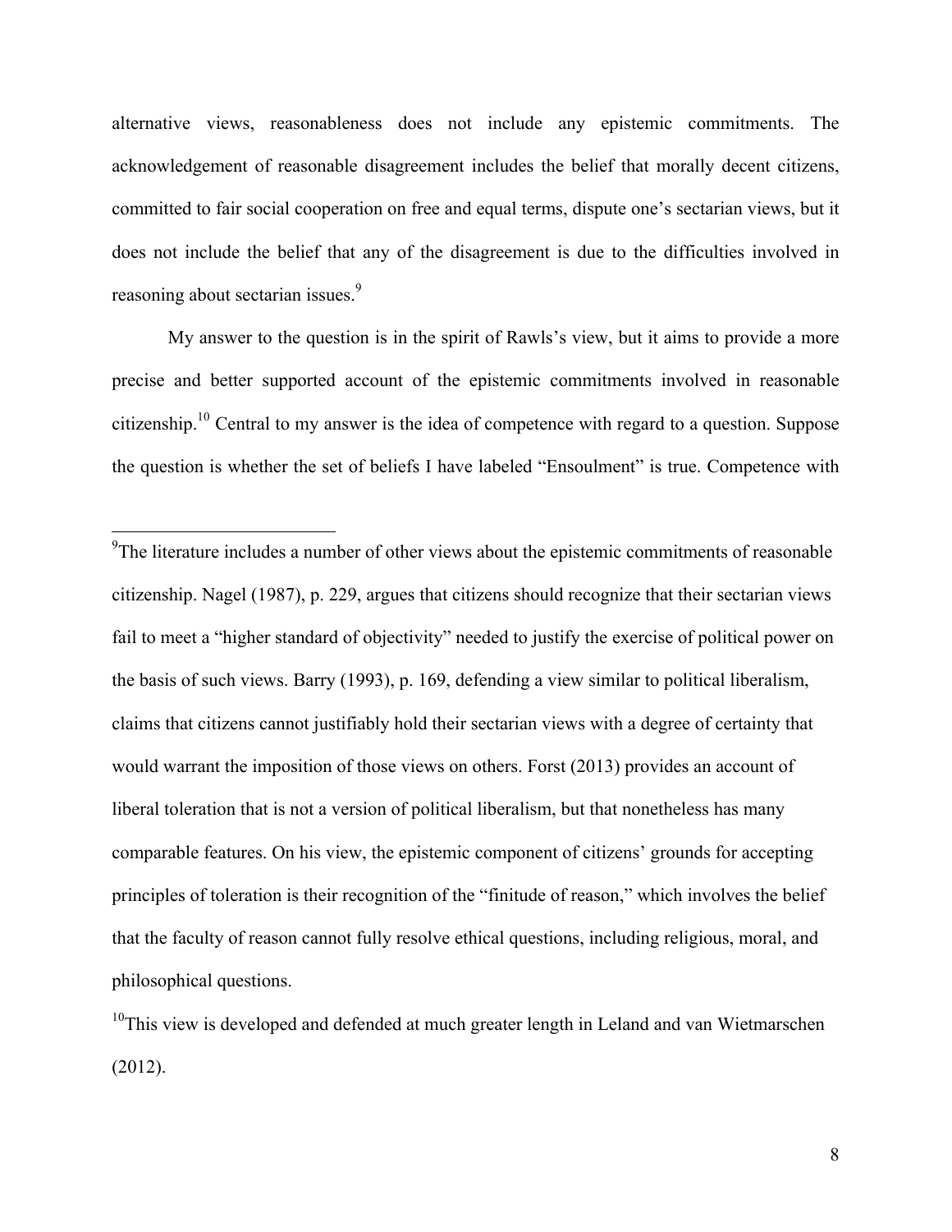alternative views, reasonableness does not include any epistemic commitments. The acknowledgement of reasonable disagreement includes the belief that morally decent citizens, committed to fair social cooperation on free and equal terms, dispute one's sectarian views, but it does not include the belief that any of the disagreement is due to the difficulties involved in reasoning about sectarian issues.[9]

My answer to the question is in the spirit of Rawls's view, but it aims to provide a more precise and better supported account of the epistemic commitments involved in reasonable citizenship.[10] Central to my answer is the idea of competence with regard to a question. Suppose the question is whether the set of beliefs I have labeled "Ensoulment" is true. Competence with

---

[9]The literature includes a number of other views about the epistemic commitments of reasonable citizenship. Nagel (1987), p. 229, argues that citizens should recognize that their sectarian views fail to meet a "higher standard of objectivity" needed to justify the exercise of political power on the basis of such views. Barry (1993), p. 169, defending a view similar to political liberalism, claims that citizens cannot justifiably hold their sectarian views with a degree of certainty that would warrant the imposition of those views on others. Forst (2013) provides an account of liberal toleration that is not a version of political liberalism, but that nonetheless has many comparable features. On his view, the epistemic component of citizens' grounds for accepting principles of toleration is their recognition of the "finitude of reason," which involves the belief that the faculty of reason cannot fully resolve ethical questions, including religious, moral, and philosophical questions.

[10]This view is developed and defended at much greater length in Leland and van Wietmarschen (2012).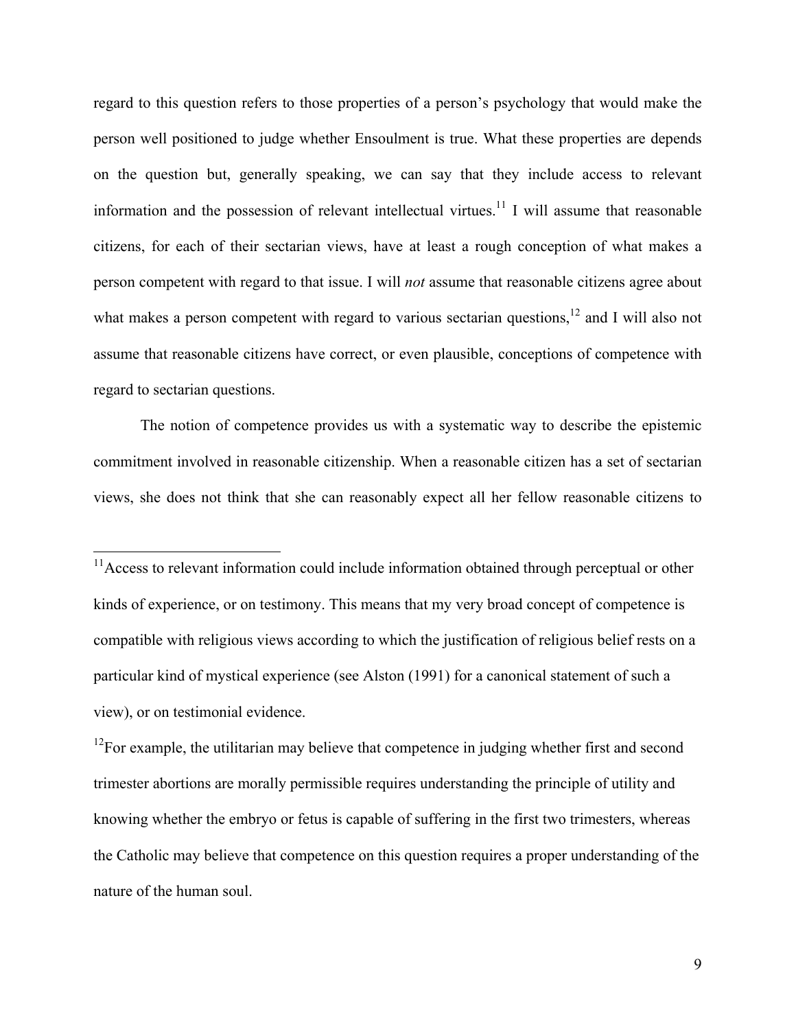regard to this question refers to those properties of a person's psychology that would make the person well positioned to judge whether Ensoulment is true. What these properties are depends on the question but, generally speaking, we can say that they include access to relevant information and the possession of relevant intellectual virtues.[11] I will assume that reasonable citizens, for each of their sectarian views, have at least a rough conception of what makes a person competent with regard to that issue. I will *not* assume that reasonable citizens agree about what makes a person competent with regard to various sectarian questions,[12] and I will also not assume that reasonable citizens have correct, or even plausible, conceptions of competence with regard to sectarian questions.

The notion of competence provides us with a systematic way to describe the epistemic commitment involved in reasonable citizenship. When a reasonable citizen has a set of sectarian views, she does not think that she can reasonably expect all her fellow reasonable citizens to

---

[11] Access to relevant information could include information obtained through perceptual or other kinds of experience, or on testimony. This means that my very broad concept of competence is compatible with religious views according to which the justification of religious belief rests on a particular kind of mystical experience (see Alston (1991) for a canonical statement of such a view), or on testimonial evidence.

[12] For example, the utilitarian may believe that competence in judging whether first and second trimester abortions are morally permissible requires understanding the principle of utility and knowing whether the embryo or fetus is capable of suffering in the first two trimesters, whereas the Catholic may believe that competence on this question requires a proper understanding of the nature of the human soul.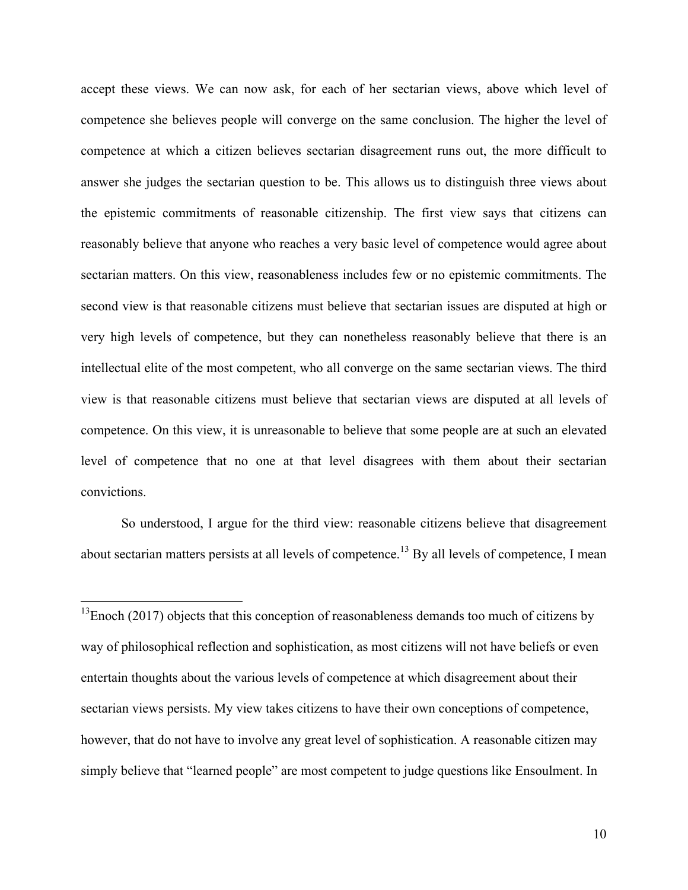accept these views. We can now ask, for each of her sectarian views, above which level of competence she believes people will converge on the same conclusion. The higher the level of competence at which a citizen believes sectarian disagreement runs out, the more difficult to answer she judges the sectarian question to be. This allows us to distinguish three views about the epistemic commitments of reasonable citizenship. The first view says that citizens can reasonably believe that anyone who reaches a very basic level of competence would agree about sectarian matters. On this view, reasonableness includes few or no epistemic commitments. The second view is that reasonable citizens must believe that sectarian issues are disputed at high or very high levels of competence, but they can nonetheless reasonably believe that there is an intellectual elite of the most competent, who all converge on the same sectarian views. The third view is that reasonable citizens must believe that sectarian views are disputed at all levels of competence. On this view, it is unreasonable to believe that some people are at such an elevated level of competence that no one at that level disagrees with them about their sectarian convictions.

So understood, I argue for the third view: reasonable citizens believe that disagreement about sectarian matters persists at all levels of competence.[13] By all levels of competence, I mean

---

[13]Enoch (2017) objects that this conception of reasonableness demands too much of citizens by way of philosophical reflection and sophistication, as most citizens will not have beliefs or even entertain thoughts about the various levels of competence at which disagreement about their sectarian views persists. My view takes citizens to have their own conceptions of competence, however, that do not have to involve any great level of sophistication. A reasonable citizen may simply believe that "learned people" are most competent to judge questions like Ensoulment. In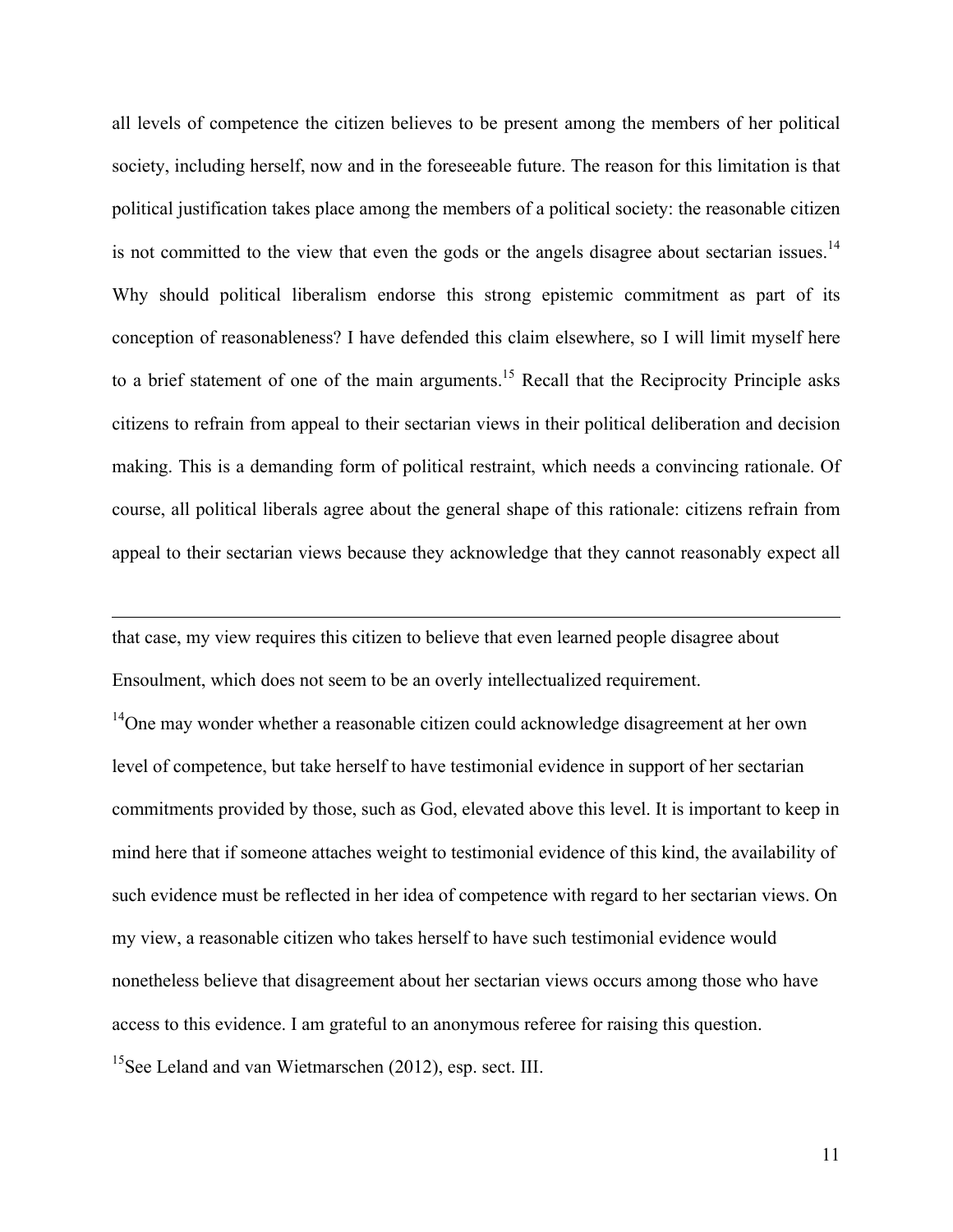all levels of competence the citizen believes to be present among the members of her political society, including herself, now and in the foreseeable future. The reason for this limitation is that political justification takes place among the members of a political society: the reasonable citizen is not committed to the view that even the gods or the angels disagree about sectarian issues.[14] Why should political liberalism endorse this strong epistemic commitment as part of its conception of reasonableness? I have defended this claim elsewhere, so I will limit myself here to a brief statement of one of the main arguments.[15] Recall that the Reciprocity Principle asks citizens to refrain from appeal to their sectarian views in their political deliberation and decision making. This is a demanding form of political restraint, which needs a convincing rationale. Of course, all political liberals agree about the general shape of this rationale: citizens refrain from appeal to their sectarian views because they acknowledge that they cannot reasonably expect all

---

that case, my view requires this citizen to believe that even learned people disagree about Ensoulment, which does not seem to be an overly intellectualized requirement.

[14]One may wonder whether a reasonable citizen could acknowledge disagreement at her own level of competence, but take herself to have testimonial evidence in support of her sectarian commitments provided by those, such as God, elevated above this level. It is important to keep in mind here that if someone attaches weight to testimonial evidence of this kind, the availability of such evidence must be reflected in her idea of competence with regard to her sectarian views. On my view, a reasonable citizen who takes herself to have such testimonial evidence would nonetheless believe that disagreement about her sectarian views occurs among those who have access to this evidence. I am grateful to an anonymous referee for raising this question.

[15]See Leland and van Wietmarschen (2012), esp. sect. III.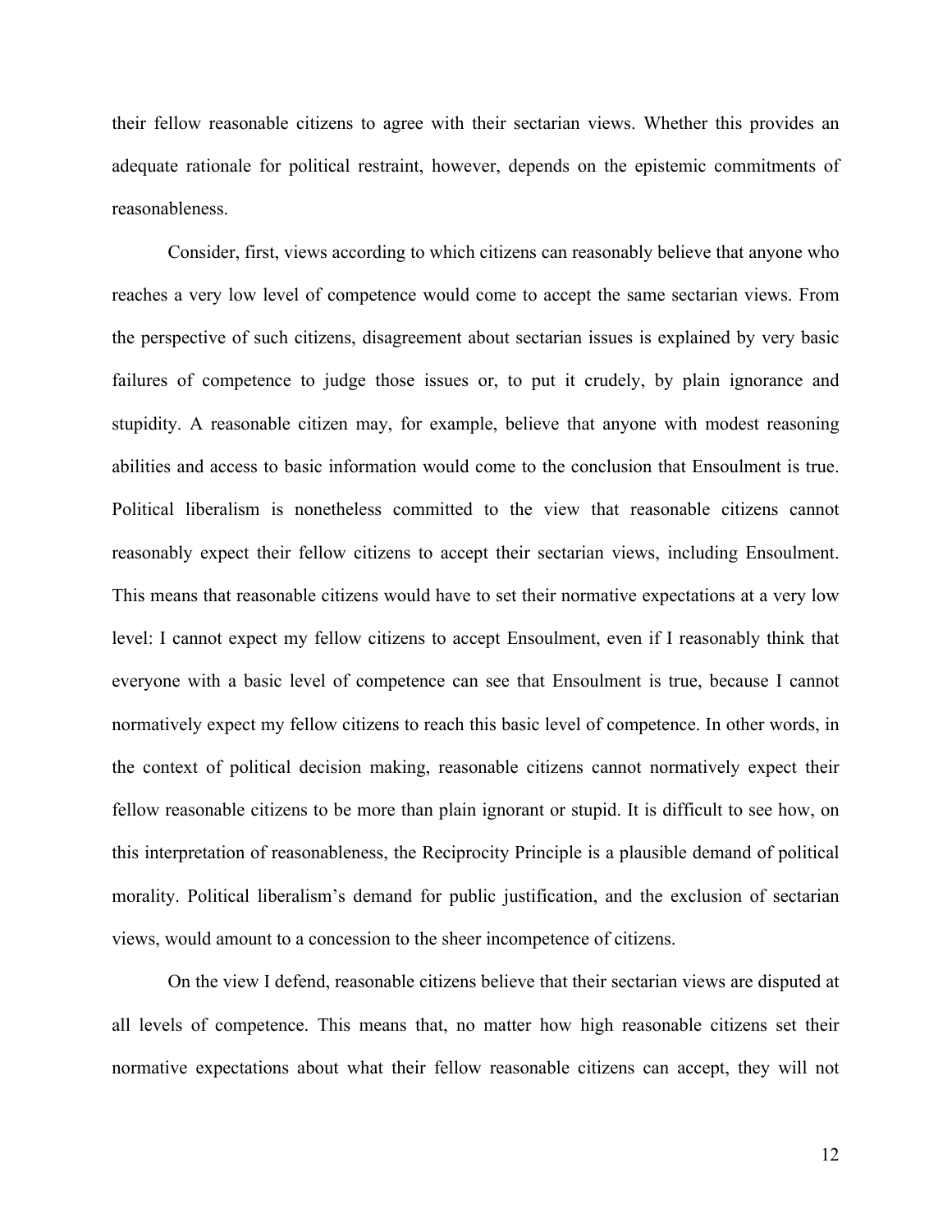their fellow reasonable citizens to agree with their sectarian views. Whether this provides an adequate rationale for political restraint, however, depends on the epistemic commitments of reasonableness.

Consider, first, views according to which citizens can reasonably believe that anyone who reaches a very low level of competence would come to accept the same sectarian views. From the perspective of such citizens, disagreement about sectarian issues is explained by very basic failures of competence to judge those issues or, to put it crudely, by plain ignorance and stupidity. A reasonable citizen may, for example, believe that anyone with modest reasoning abilities and access to basic information would come to the conclusion that Ensoulment is true. Political liberalism is nonetheless committed to the view that reasonable citizens cannot reasonably expect their fellow citizens to accept their sectarian views, including Ensoulment. This means that reasonable citizens would have to set their normative expectations at a very low level: I cannot expect my fellow citizens to accept Ensoulment, even if I reasonably think that everyone with a basic level of competence can see that Ensoulment is true, because I cannot normatively expect my fellow citizens to reach this basic level of competence. In other words, in the context of political decision making, reasonable citizens cannot normatively expect their fellow reasonable citizens to be more than plain ignorant or stupid. It is difficult to see how, on this interpretation of reasonableness, the Reciprocity Principle is a plausible demand of political morality. Political liberalism's demand for public justification, and the exclusion of sectarian views, would amount to a concession to the sheer incompetence of citizens.

On the view I defend, reasonable citizens believe that their sectarian views are disputed at all levels of competence. This means that, no matter how high reasonable citizens set their normative expectations about what their fellow reasonable citizens can accept, they will not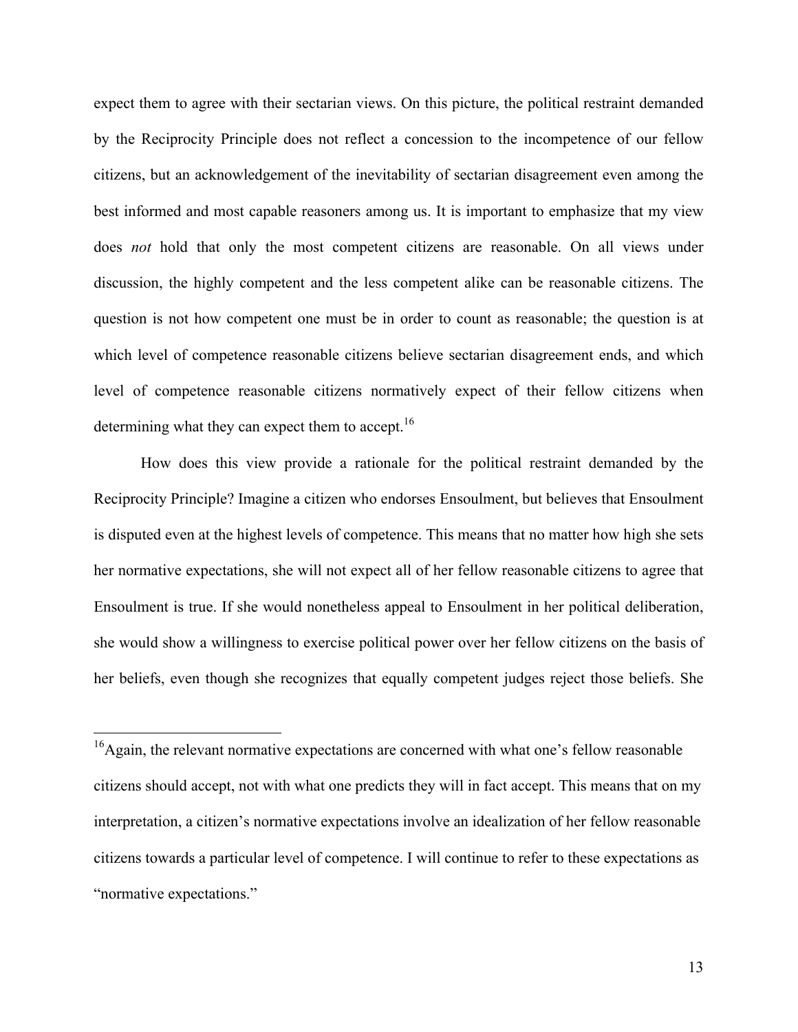expect them to agree with their sectarian views. On this picture, the political restraint demanded by the Reciprocity Principle does not reflect a concession to the incompetence of our fellow citizens, but an acknowledgement of the inevitability of sectarian disagreement even among the best informed and most capable reasoners among us. It is important to emphasize that my view does *not* hold that only the most competent citizens are reasonable. On all views under discussion, the highly competent and the less competent alike can be reasonable citizens. The question is not how competent one must be in order to count as reasonable; the question is at which level of competence reasonable citizens believe sectarian disagreement ends, and which level of competence reasonable citizens normatively expect of their fellow citizens when determining what they can expect them to accept.[16]

How does this view provide a rationale for the political restraint demanded by the Reciprocity Principle? Imagine a citizen who endorses Ensoulment, but believes that Ensoulment is disputed even at the highest levels of competence. This means that no matter how high she sets her normative expectations, she will not expect all of her fellow reasonable citizens to agree that Ensoulment is true. If she would nonetheless appeal to Ensoulment in her political deliberation, she would show a willingness to exercise political power over her fellow citizens on the basis of her beliefs, even though she recognizes that equally competent judges reject those beliefs. She

---

[16]Again, the relevant normative expectations are concerned with what one's fellow reasonable citizens should accept, not with what one predicts they will in fact accept. This means that on my interpretation, a citizen's normative expectations involve an idealization of her fellow reasonable citizens towards a particular level of competence. I will continue to refer to these expectations as "normative expectations."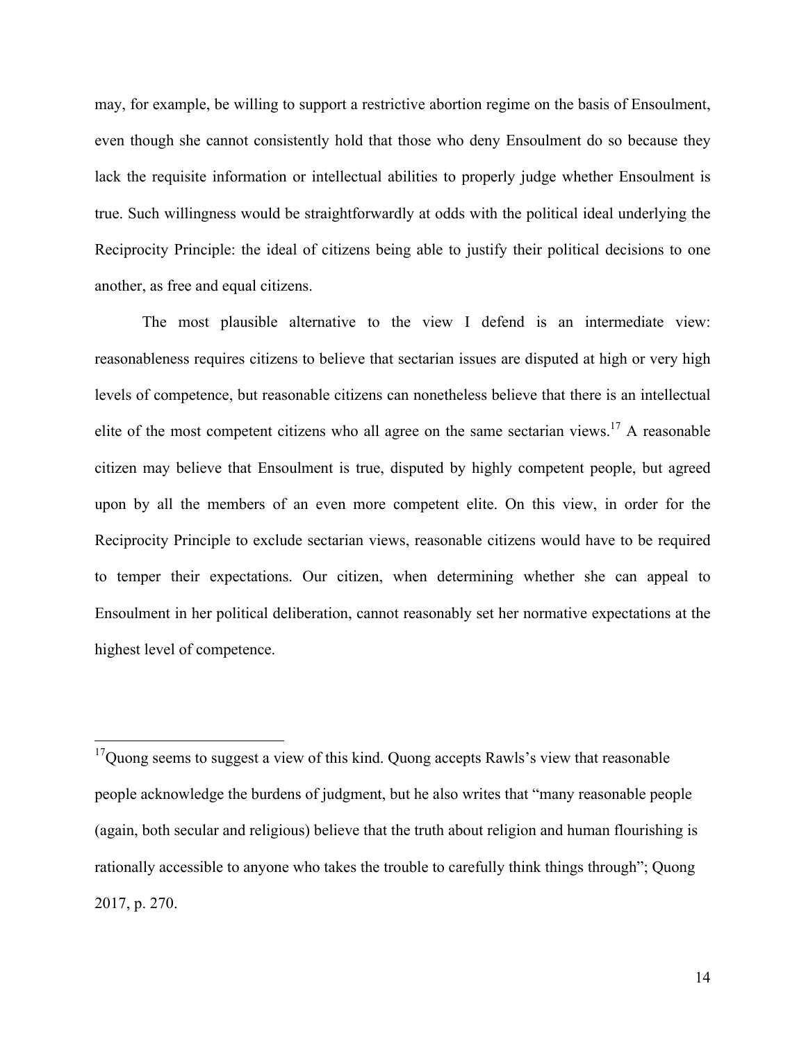may, for example, be willing to support a restrictive abortion regime on the basis of Ensoulment, even though she cannot consistently hold that those who deny Ensoulment do so because they lack the requisite information or intellectual abilities to properly judge whether Ensoulment is true. Such willingness would be straightforwardly at odds with the political ideal underlying the Reciprocity Principle: the ideal of citizens being able to justify their political decisions to one another, as free and equal citizens.

The most plausible alternative to the view I defend is an intermediate view: reasonableness requires citizens to believe that sectarian issues are disputed at high or very high levels of competence, but reasonable citizens can nonetheless believe that there is an intellectual elite of the most competent citizens who all agree on the same sectarian views.[17] A reasonable citizen may believe that Ensoulment is true, disputed by highly competent people, but agreed upon by all the members of an even more competent elite. On this view, in order for the Reciprocity Principle to exclude sectarian views, reasonable citizens would have to be required to temper their expectations. Our citizen, when determining whether she can appeal to Ensoulment in her political deliberation, cannot reasonably set her normative expectations at the highest level of competence.

---

[17] Quong seems to suggest a view of this kind. Quong accepts Rawls's view that reasonable people acknowledge the burdens of judgment, but he also writes that "many reasonable people (again, both secular and religious) believe that the truth about religion and human flourishing is rationally accessible to anyone who takes the trouble to carefully think things through"; Quong 2017, p. 270.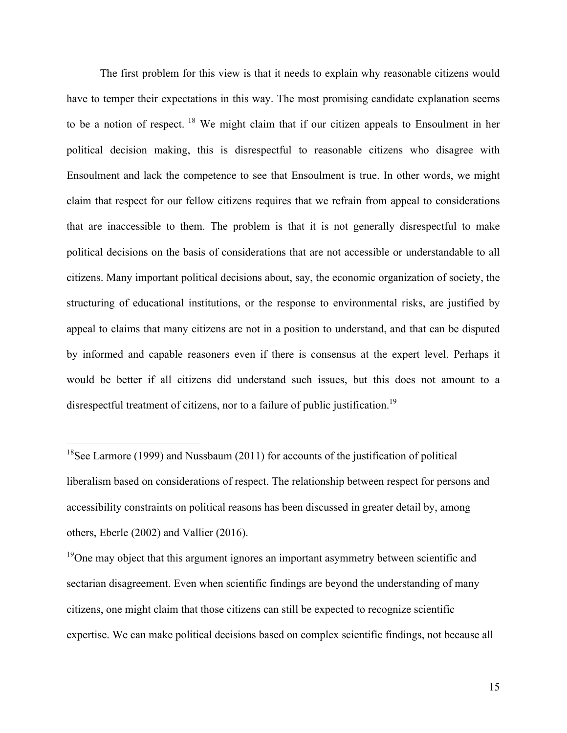The first problem for this view is that it needs to explain why reasonable citizens would have to temper their expectations in this way. The most promising candidate explanation seems to be a notion of respect. [18] We might claim that if our citizen appeals to Ensoulment in her political decision making, this is disrespectful to reasonable citizens who disagree with Ensoulment and lack the competence to see that Ensoulment is true. In other words, we might claim that respect for our fellow citizens requires that we refrain from appeal to considerations that are inaccessible to them. The problem is that it is not generally disrespectful to make political decisions on the basis of considerations that are not accessible or understandable to all citizens. Many important political decisions about, say, the economic organization of society, the structuring of educational institutions, or the response to environmental risks, are justified by appeal to claims that many citizens are not in a position to understand, and that can be disputed by informed and capable reasoners even if there is consensus at the expert level. Perhaps it would be better if all citizens did understand such issues, but this does not amount to a disrespectful treatment of citizens, nor to a failure of public justification.[19]

---

[18]See Larmore (1999) and Nussbaum (2011) for accounts of the justification of political liberalism based on considerations of respect. The relationship between respect for persons and accessibility constraints on political reasons has been discussed in greater detail by, among others, Eberle (2002) and Vallier (2016).

[19]One may object that this argument ignores an important asymmetry between scientific and sectarian disagreement. Even when scientific findings are beyond the understanding of many citizens, one might claim that those citizens can still be expected to recognize scientific expertise. We can make political decisions based on complex scientific findings, not because all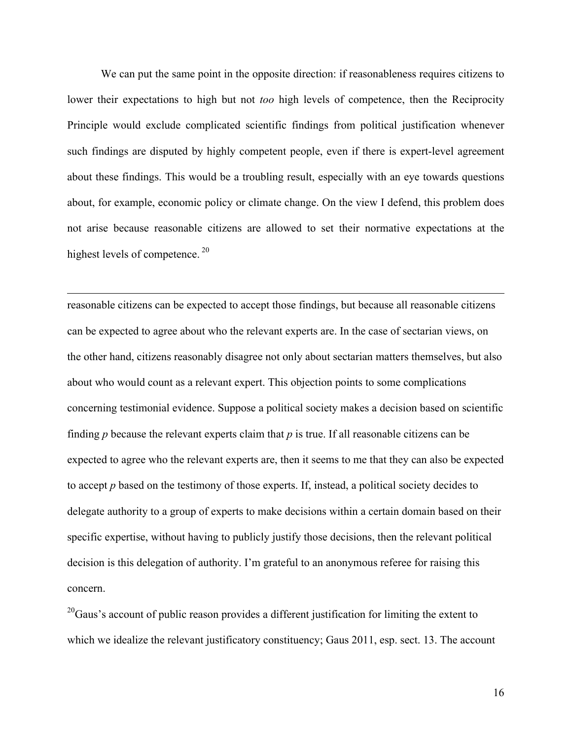We can put the same point in the opposite direction: if reasonableness requires citizens to lower their expectations to high but not *too* high levels of competence, then the Reciprocity Principle would exclude complicated scientific findings from political justification whenever such findings are disputed by highly competent people, even if there is expert-level agreement about these findings. This would be a troubling result, especially with an eye towards questions about, for example, economic policy or climate change. On the view I defend, this problem does not arise because reasonable citizens are allowed to set their normative expectations at the highest levels of competence. [20]

---

reasonable citizens can be expected to accept those findings, but because all reasonable citizens can be expected to agree about who the relevant experts are. In the case of sectarian views, on the other hand, citizens reasonably disagree not only about sectarian matters themselves, but also about who would count as a relevant expert. This objection points to some complications concerning testimonial evidence. Suppose a political society makes a decision based on scientific finding *p* because the relevant experts claim that *p* is true. If all reasonable citizens can be expected to agree who the relevant experts are, then it seems to me that they can also be expected to accept *p* based on the testimony of those experts. If, instead, a political society decides to delegate authority to a group of experts to make decisions within a certain domain based on their specific expertise, without having to publicly justify those decisions, then the relevant political decision is this delegation of authority. I'm grateful to an anonymous referee for raising this concern.

[20] Gaus's account of public reason provides a different justification for limiting the extent to which we idealize the relevant justificatory constituency; Gaus 2011, esp. sect. 13. The account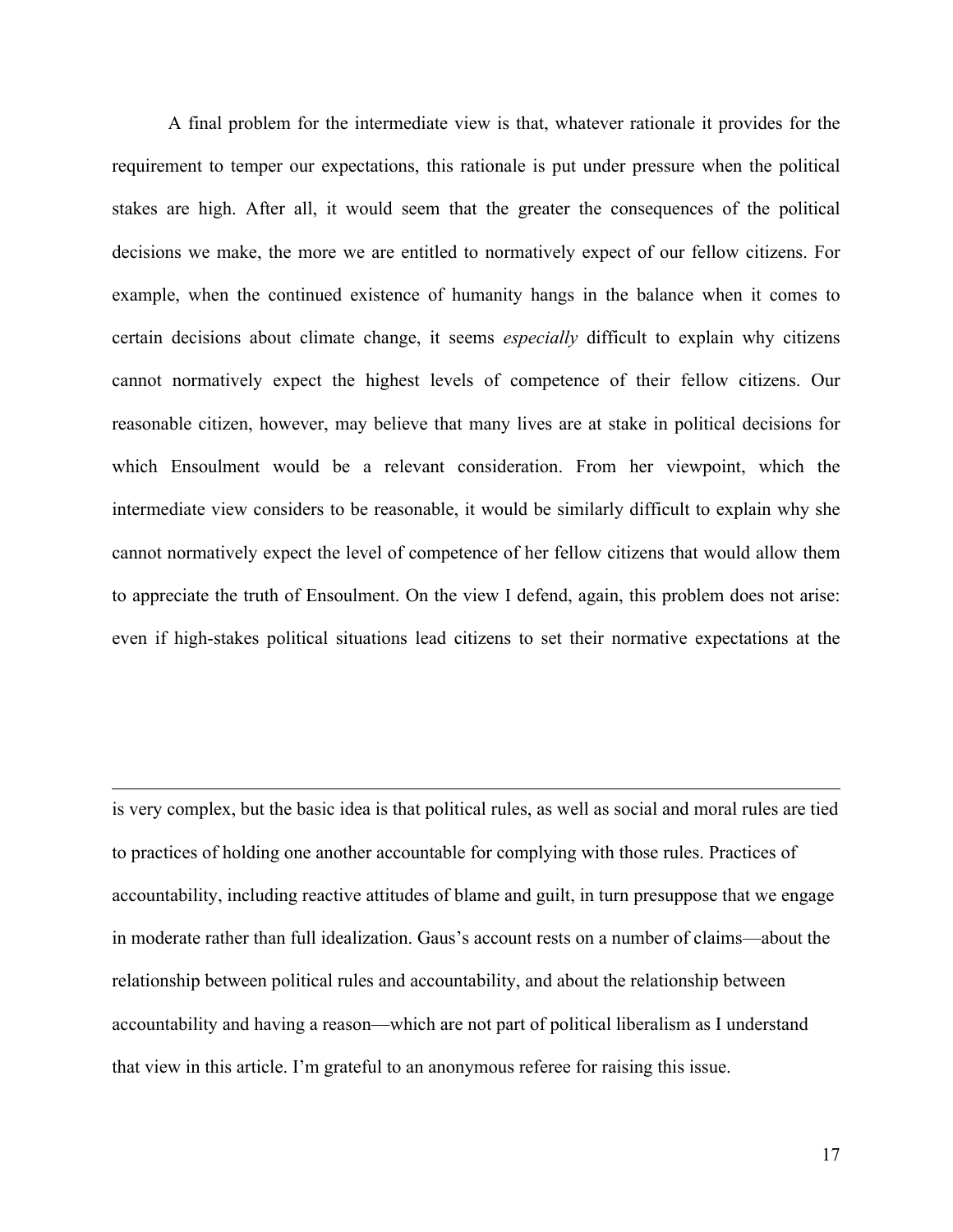A final problem for the intermediate view is that, whatever rationale it provides for the requirement to temper our expectations, this rationale is put under pressure when the political stakes are high. After all, it would seem that the greater the consequences of the political decisions we make, the more we are entitled to normatively expect of our fellow citizens. For example, when the continued existence of humanity hangs in the balance when it comes to certain decisions about climate change, it seems *especially* difficult to explain why citizens cannot normatively expect the highest levels of competence of their fellow citizens. Our reasonable citizen, however, may believe that many lives are at stake in political decisions for which Ensoulment would be a relevant consideration. From her viewpoint, which the intermediate view considers to be reasonable, it would be similarly difficult to explain why she cannot normatively expect the level of competence of her fellow citizens that would allow them to appreciate the truth of Ensoulment. On the view I defend, again, this problem does not arise: even if high-stakes political situations lead citizens to set their normative expectations at the

---

is very complex, but the basic idea is that political rules, as well as social and moral rules are tied to practices of holding one another accountable for complying with those rules. Practices of accountability, including reactive attitudes of blame and guilt, in turn presuppose that we engage in moderate rather than full idealization. Gaus's account rests on a number of claims—about the relationship between political rules and accountability, and about the relationship between accountability and having a reason—which are not part of political liberalism as I understand that view in this article. I'm grateful to an anonymous referee for raising this issue.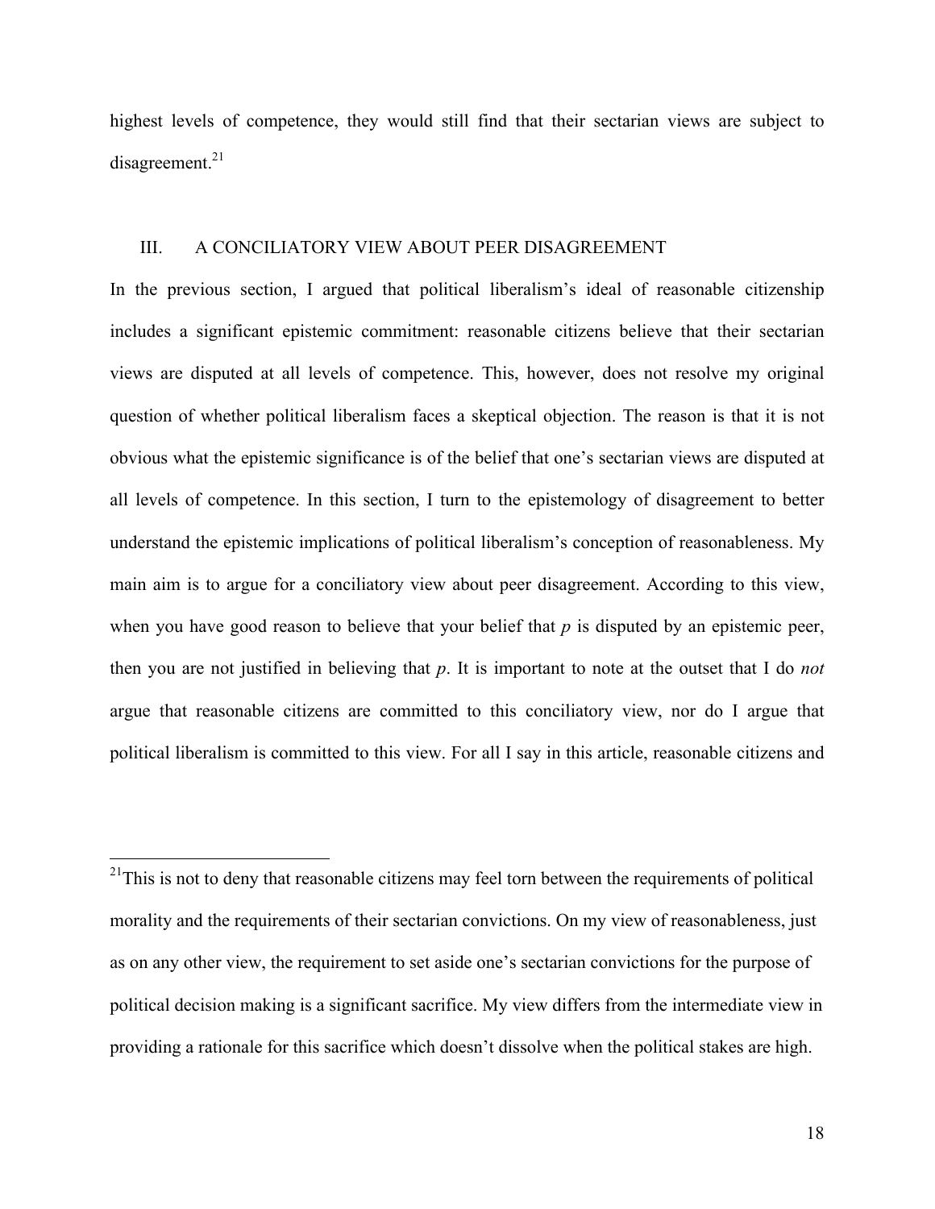highest levels of competence, they would still find that their sectarian views are subject to disagreement.[21]

## III. A CONCILIATORY VIEW ABOUT PEER DISAGREEMENT

In the previous section, I argued that political liberalism's ideal of reasonable citizenship includes a significant epistemic commitment: reasonable citizens believe that their sectarian views are disputed at all levels of competence. This, however, does not resolve my original question of whether political liberalism faces a skeptical objection. The reason is that it is not obvious what the epistemic significance is of the belief that one's sectarian views are disputed at all levels of competence. In this section, I turn to the epistemology of disagreement to better understand the epistemic implications of political liberalism's conception of reasonableness. My main aim is to argue for a conciliatory view about peer disagreement. According to this view, when you have good reason to believe that your belief that *p* is disputed by an epistemic peer, then you are not justified in believing that *p*. It is important to note at the outset that I do *not* argue that reasonable citizens are committed to this conciliatory view, nor do I argue that political liberalism is committed to this view. For all I say in this article, reasonable citizens and

---

[21] This is not to deny that reasonable citizens may feel torn between the requirements of political morality and the requirements of their sectarian convictions. On my view of reasonableness, just as on any other view, the requirement to set aside one's sectarian convictions for the purpose of political decision making is a significant sacrifice. My view differs from the intermediate view in providing a rationale for this sacrifice which doesn't dissolve when the political stakes are high.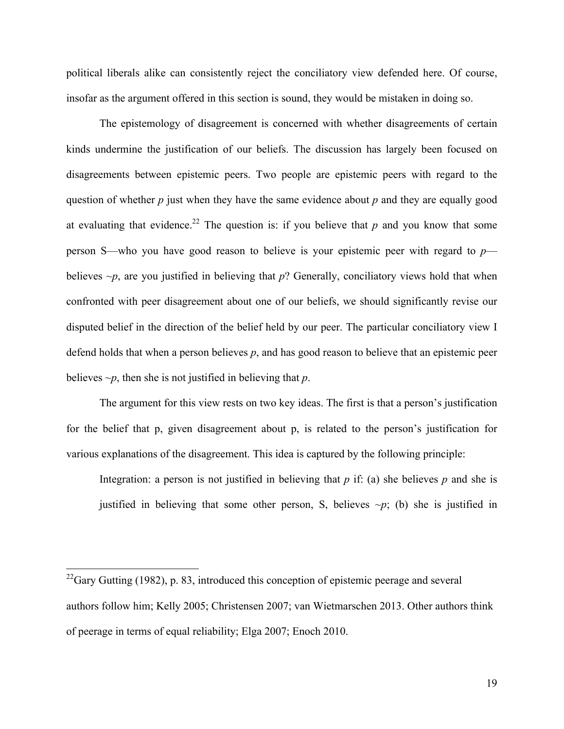political liberals alike can consistently reject the conciliatory view defended here. Of course, insofar as the argument offered in this section is sound, they would be mistaken in doing so.

The epistemology of disagreement is concerned with whether disagreements of certain kinds undermine the justification of our beliefs. The discussion has largely been focused on disagreements between epistemic peers. Two people are epistemic peers with regard to the question of whether *p* just when they have the same evidence about *p* and they are equally good at evaluating that evidence.[22] The question is: if you believe that *p* and you know that some person S—who you have good reason to believe is your epistemic peer with regard to *p*—believes *~p*, are you justified in believing that *p*? Generally, conciliatory views hold that when confronted with peer disagreement about one of our beliefs, we should significantly revise our disputed belief in the direction of the belief held by our peer. The particular conciliatory view I defend holds that when a person believes *p*, and has good reason to believe that an epistemic peer believes *~p*, then she is not justified in believing that *p*.

The argument for this view rests on two key ideas. The first is that a person's justification for the belief that p, given disagreement about p, is related to the person's justification for various explanations of the disagreement. This idea is captured by the following principle:

> Integration: a person is not justified in believing that *p* if: (a) she believes *p* and she is justified in believing that some other person, S, believes *~p*; (b) she is justified in

---

[22]Gary Gutting (1982), p. 83, introduced this conception of epistemic peerage and several authors follow him; Kelly 2005; Christensen 2007; van Wietmarschen 2013. Other authors think of peerage in terms of equal reliability; Elga 2007; Enoch 2010.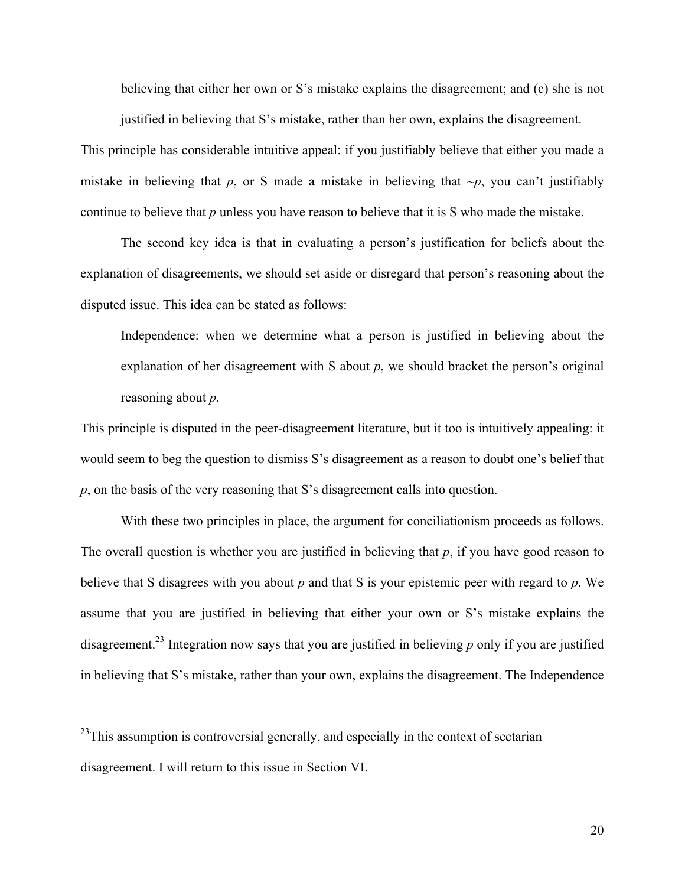believing that either her own or S's mistake explains the disagreement; and (c) she is not justified in believing that S's mistake, rather than her own, explains the disagreement.

This principle has considerable intuitive appeal: if you justifiably believe that either you made a mistake in believing that *p*, or S made a mistake in believing that ~*p*, you can't justifiably continue to believe that *p* unless you have reason to believe that it is S who made the mistake.

The second key idea is that in evaluating a person's justification for beliefs about the explanation of disagreements, we should set aside or disregard that person's reasoning about the disputed issue. This idea can be stated as follows:

> Independence: when we determine what a person is justified in believing about the explanation of her disagreement with S about *p*, we should bracket the person's original reasoning about *p*.

This principle is disputed in the peer-disagreement literature, but it too is intuitively appealing: it would seem to beg the question to dismiss S's disagreement as a reason to doubt one's belief that *p*, on the basis of the very reasoning that S's disagreement calls into question.

With these two principles in place, the argument for conciliationism proceeds as follows. The overall question is whether you are justified in believing that *p*, if you have good reason to believe that S disagrees with you about *p* and that S is your epistemic peer with regard to *p*. We assume that you are justified in believing that either your own or S's mistake explains the disagreement.[23] Integration now says that you are justified in believing *p* only if you are justified in believing that S's mistake, rather than your own, explains the disagreement. The Independence

[23] This assumption is controversial generally, and especially in the context of sectarian disagreement. I will return to this issue in Section VI.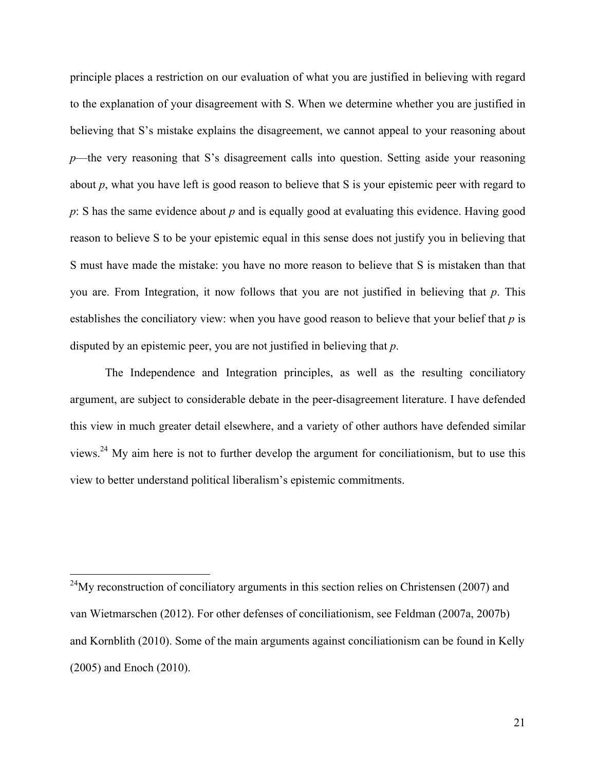principle places a restriction on our evaluation of what you are justified in believing with regard to the explanation of your disagreement with S. When we determine whether you are justified in believing that S's mistake explains the disagreement, we cannot appeal to your reasoning about *p*—the very reasoning that S's disagreement calls into question. Setting aside your reasoning about *p*, what you have left is good reason to believe that S is your epistemic peer with regard to *p*: S has the same evidence about *p* and is equally good at evaluating this evidence. Having good reason to believe S to be your epistemic equal in this sense does not justify you in believing that S must have made the mistake: you have no more reason to believe that S is mistaken than that you are. From Integration, it now follows that you are not justified in believing that *p*. This establishes the conciliatory view: when you have good reason to believe that your belief that *p* is disputed by an epistemic peer, you are not justified in believing that *p*.

The Independence and Integration principles, as well as the resulting conciliatory argument, are subject to considerable debate in the peer-disagreement literature. I have defended this view in much greater detail elsewhere, and a variety of other authors have defended similar views.[24] My aim here is not to further develop the argument for conciliationism, but to use this view to better understand political liberalism's epistemic commitments.

---

[24]My reconstruction of conciliatory arguments in this section relies on Christensen (2007) and van Wietmarschen (2012). For other defenses of conciliationism, see Feldman (2007a, 2007b) and Kornblith (2010). Some of the main arguments against conciliationism can be found in Kelly (2005) and Enoch (2010).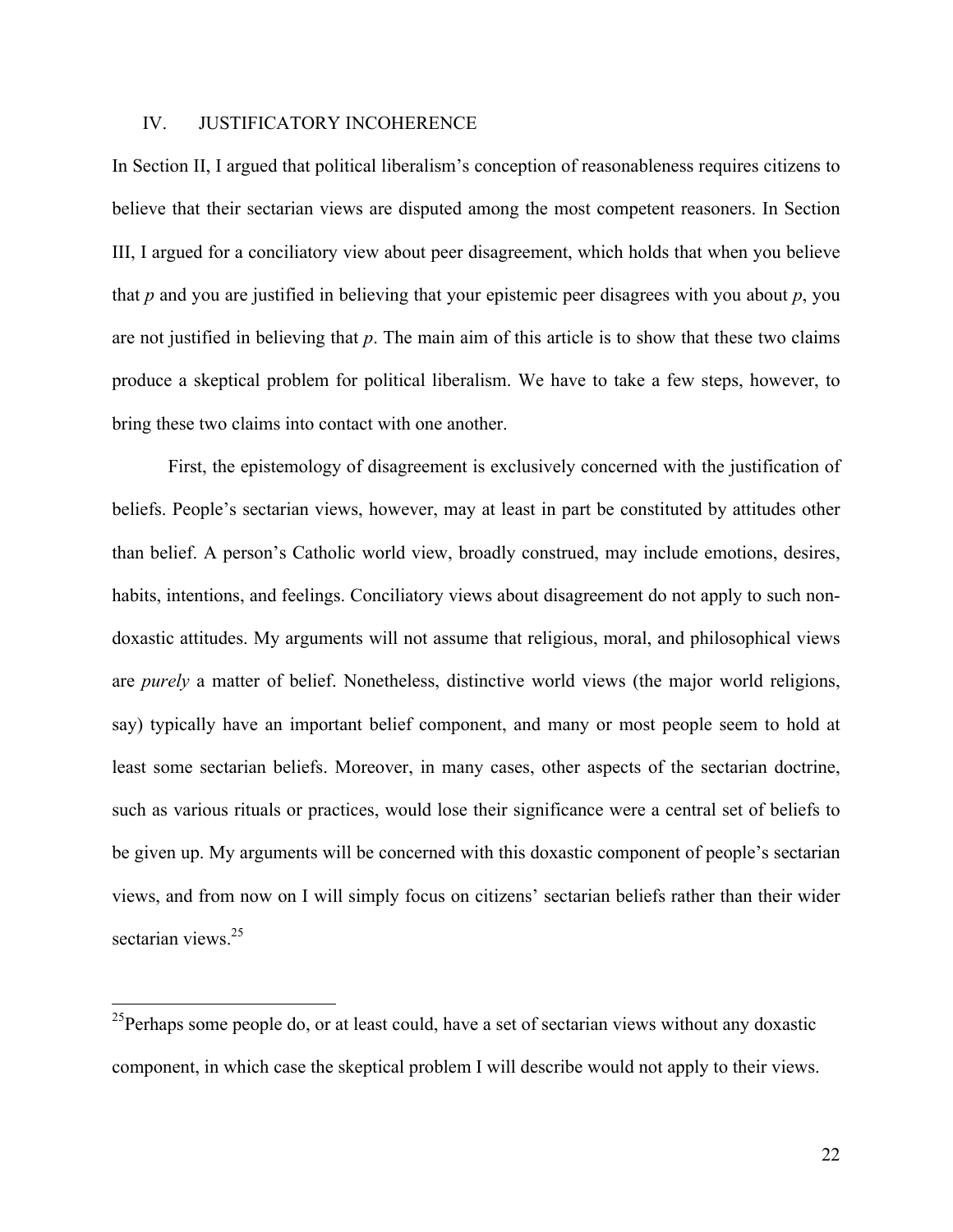## IV. JUSTIFICATORY INCOHERENCE

In Section II, I argued that political liberalism's conception of reasonableness requires citizens to believe that their sectarian views are disputed among the most competent reasoners. In Section III, I argued for a conciliatory view about peer disagreement, which holds that when you believe that *p* and you are justified in believing that your epistemic peer disagrees with you about *p*, you are not justified in believing that *p*. The main aim of this article is to show that these two claims produce a skeptical problem for political liberalism. We have to take a few steps, however, to bring these two claims into contact with one another.

First, the epistemology of disagreement is exclusively concerned with the justification of beliefs. People's sectarian views, however, may at least in part be constituted by attitudes other than belief. A person's Catholic world view, broadly construed, may include emotions, desires, habits, intentions, and feelings. Conciliatory views about disagreement do not apply to such non-doxastic attitudes. My arguments will not assume that religious, moral, and philosophical views are *purely* a matter of belief. Nonetheless, distinctive world views (the major world religions, say) typically have an important belief component, and many or most people seem to hold at least some sectarian beliefs. Moreover, in many cases, other aspects of the sectarian doctrine, such as various rituals or practices, would lose their significance were a central set of beliefs to be given up. My arguments will be concerned with this doxastic component of people's sectarian views, and from now on I will simply focus on citizens' sectarian beliefs rather than their wider sectarian views.[25]

---

[25] Perhaps some people do, or at least could, have a set of sectarian views without any doxastic component, in which case the skeptical problem I will describe would not apply to their views.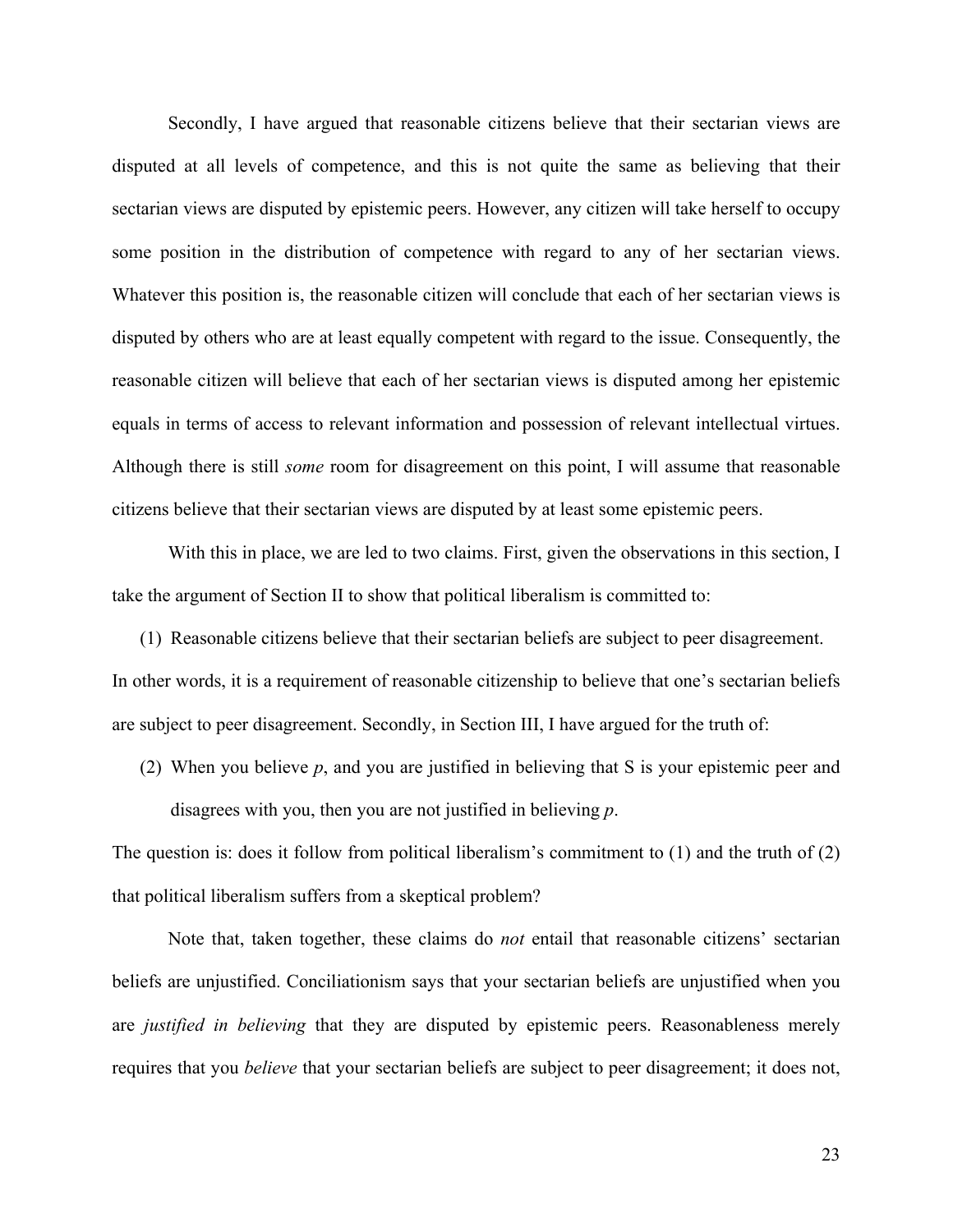Secondly, I have argued that reasonable citizens believe that their sectarian views are disputed at all levels of competence, and this is not quite the same as believing that their sectarian views are disputed by epistemic peers. However, any citizen will take herself to occupy some position in the distribution of competence with regard to any of her sectarian views. Whatever this position is, the reasonable citizen will conclude that each of her sectarian views is disputed by others who are at least equally competent with regard to the issue. Consequently, the reasonable citizen will believe that each of her sectarian views is disputed among her epistemic equals in terms of access to relevant information and possession of relevant intellectual virtues. Although there is still *some* room for disagreement on this point, I will assume that reasonable citizens believe that their sectarian views are disputed by at least some epistemic peers.

With this in place, we are led to two claims. First, given the observations in this section, I take the argument of Section II to show that political liberalism is committed to:

(1) Reasonable citizens believe that their sectarian beliefs are subject to peer disagreement.

In other words, it is a requirement of reasonable citizenship to believe that one's sectarian beliefs are subject to peer disagreement. Secondly, in Section III, I have argued for the truth of:

(2) When you believe *p*, and you are justified in believing that S is your epistemic peer and disagrees with you, then you are not justified in believing *p*.

The question is: does it follow from political liberalism's commitment to (1) and the truth of (2) that political liberalism suffers from a skeptical problem?

Note that, taken together, these claims do *not* entail that reasonable citizens' sectarian beliefs are unjustified. Conciliationism says that your sectarian beliefs are unjustified when you are *justified in believing* that they are disputed by epistemic peers. Reasonableness merely requires that you *believe* that your sectarian beliefs are subject to peer disagreement; it does not,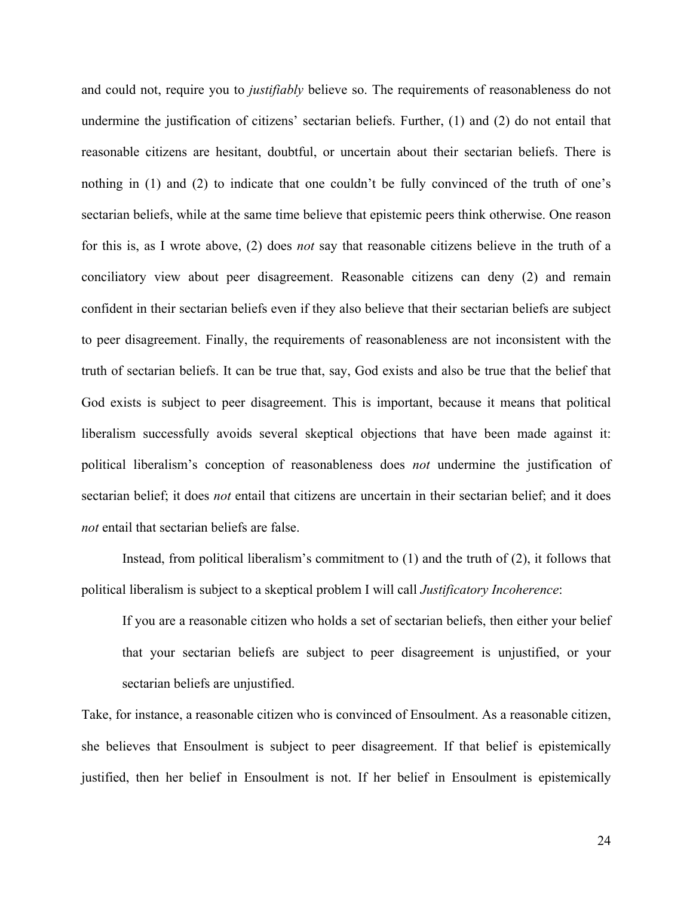and could not, require you to *justifiably* believe so. The requirements of reasonableness do not undermine the justification of citizens' sectarian beliefs. Further, (1) and (2) do not entail that reasonable citizens are hesitant, doubtful, or uncertain about their sectarian beliefs. There is nothing in (1) and (2) to indicate that one couldn't be fully convinced of the truth of one's sectarian beliefs, while at the same time believe that epistemic peers think otherwise. One reason for this is, as I wrote above, (2) does *not* say that reasonable citizens believe in the truth of a conciliatory view about peer disagreement. Reasonable citizens can deny (2) and remain confident in their sectarian beliefs even if they also believe that their sectarian beliefs are subject to peer disagreement. Finally, the requirements of reasonableness are not inconsistent with the truth of sectarian beliefs. It can be true that, say, God exists and also be true that the belief that God exists is subject to peer disagreement. This is important, because it means that political liberalism successfully avoids several skeptical objections that have been made against it: political liberalism's conception of reasonableness does *not* undermine the justification of sectarian belief; it does *not* entail that citizens are uncertain in their sectarian belief; and it does *not* entail that sectarian beliefs are false.

Instead, from political liberalism's commitment to (1) and the truth of (2), it follows that political liberalism is subject to a skeptical problem I will call *Justificatory Incoherence*:

> If you are a reasonable citizen who holds a set of sectarian beliefs, then either your belief that your sectarian beliefs are subject to peer disagreement is unjustified, or your sectarian beliefs are unjustified.

Take, for instance, a reasonable citizen who is convinced of Ensoulment. As a reasonable citizen, she believes that Ensoulment is subject to peer disagreement. If that belief is epistemically justified, then her belief in Ensoulment is not. If her belief in Ensoulment is epistemically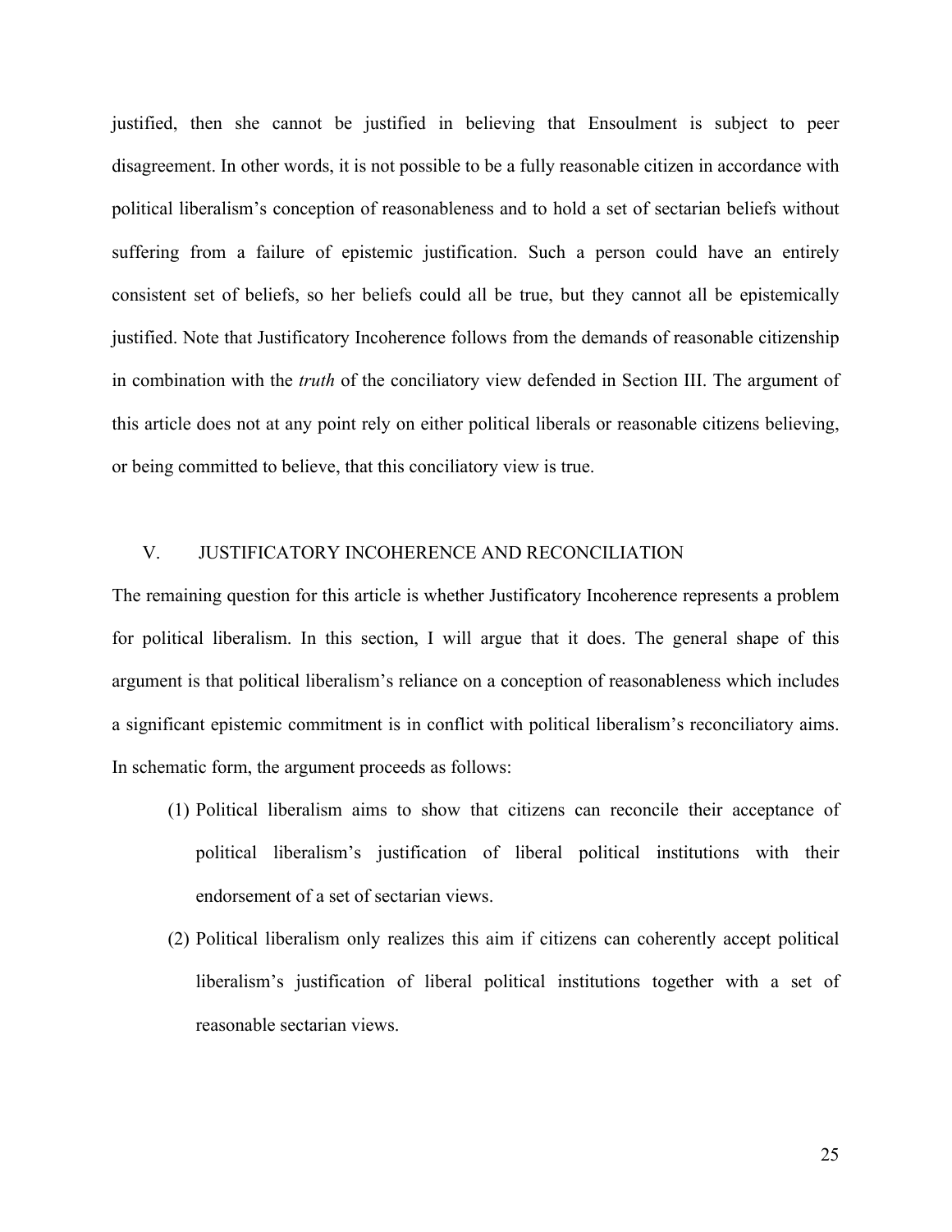justified, then she cannot be justified in believing that Ensoulment is subject to peer disagreement. In other words, it is not possible to be a fully reasonable citizen in accordance with political liberalism's conception of reasonableness and to hold a set of sectarian beliefs without suffering from a failure of epistemic justification. Such a person could have an entirely consistent set of beliefs, so her beliefs could all be true, but they cannot all be epistemically justified. Note that Justificatory Incoherence follows from the demands of reasonable citizenship in combination with the *truth* of the conciliatory view defended in Section III. The argument of this article does not at any point rely on either political liberals or reasonable citizens believing, or being committed to believe, that this conciliatory view is true.

## V. JUSTIFICATORY INCOHERENCE AND RECONCILIATION

The remaining question for this article is whether Justificatory Incoherence represents a problem for political liberalism. In this section, I will argue that it does. The general shape of this argument is that political liberalism's reliance on a conception of reasonableness which includes a significant epistemic commitment is in conflict with political liberalism's reconciliatory aims. In schematic form, the argument proceeds as follows:

(1) Political liberalism aims to show that citizens can reconcile their acceptance of political liberalism's justification of liberal political institutions with their endorsement of a set of sectarian views.

(2) Political liberalism only realizes this aim if citizens can coherently accept political liberalism's justification of liberal political institutions together with a set of reasonable sectarian views.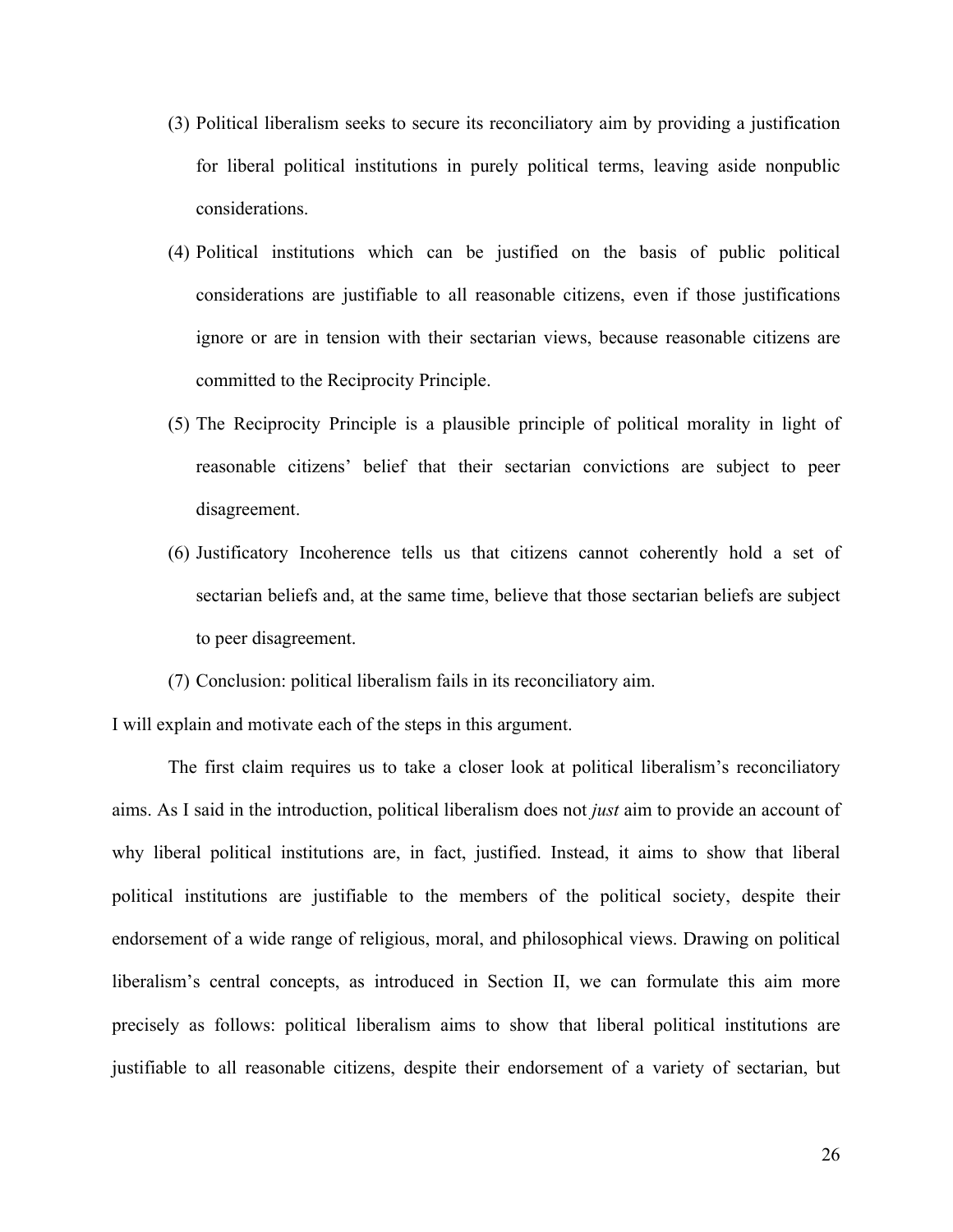(3) Political liberalism seeks to secure its reconciliatory aim by providing a justification for liberal political institutions in purely political terms, leaving aside nonpublic considerations.

(4) Political institutions which can be justified on the basis of public political considerations are justifiable to all reasonable citizens, even if those justifications ignore or are in tension with their sectarian views, because reasonable citizens are committed to the Reciprocity Principle.

(5) The Reciprocity Principle is a plausible principle of political morality in light of reasonable citizens' belief that their sectarian convictions are subject to peer disagreement.

(6) Justificatory Incoherence tells us that citizens cannot coherently hold a set of sectarian beliefs and, at the same time, believe that those sectarian beliefs are subject to peer disagreement.

(7) Conclusion: political liberalism fails in its reconciliatory aim.

I will explain and motivate each of the steps in this argument.

The first claim requires us to take a closer look at political liberalism's reconciliatory aims. As I said in the introduction, political liberalism does not *just* aim to provide an account of why liberal political institutions are, in fact, justified. Instead, it aims to show that liberal political institutions are justifiable to the members of the political society, despite their endorsement of a wide range of religious, moral, and philosophical views. Drawing on political liberalism's central concepts, as introduced in Section II, we can formulate this aim more precisely as follows: political liberalism aims to show that liberal political institutions are justifiable to all reasonable citizens, despite their endorsement of a variety of sectarian, but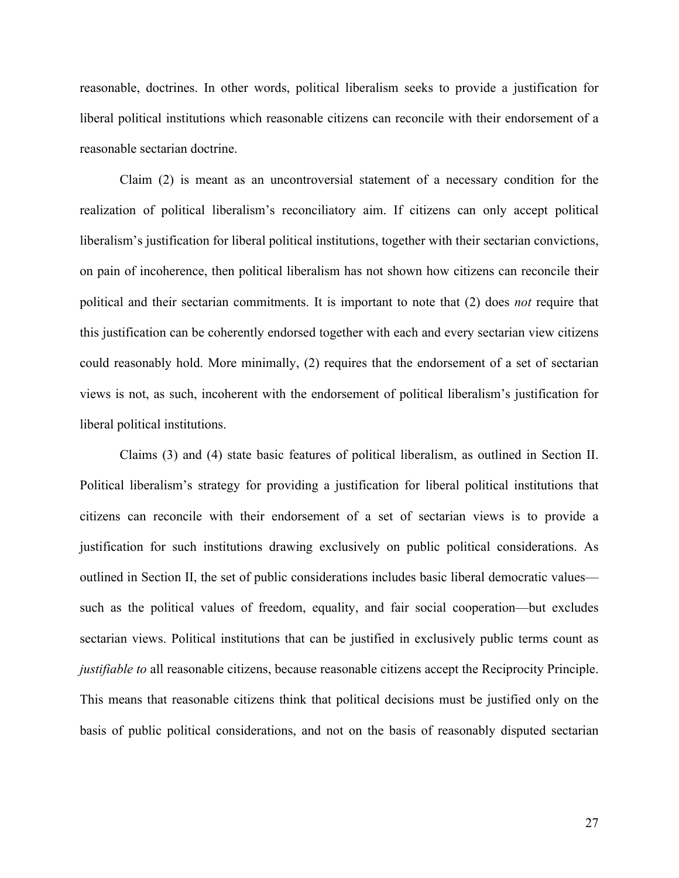reasonable, doctrines. In other words, political liberalism seeks to provide a justification for liberal political institutions which reasonable citizens can reconcile with their endorsement of a reasonable sectarian doctrine.

Claim (2) is meant as an uncontroversial statement of a necessary condition for the realization of political liberalism's reconciliatory aim. If citizens can only accept political liberalism's justification for liberal political institutions, together with their sectarian convictions, on pain of incoherence, then political liberalism has not shown how citizens can reconcile their political and their sectarian commitments. It is important to note that (2) does *not* require that this justification can be coherently endorsed together with each and every sectarian view citizens could reasonably hold. More minimally, (2) requires that the endorsement of a set of sectarian views is not, as such, incoherent with the endorsement of political liberalism's justification for liberal political institutions.

Claims (3) and (4) state basic features of political liberalism, as outlined in Section II. Political liberalism's strategy for providing a justification for liberal political institutions that citizens can reconcile with their endorsement of a set of sectarian views is to provide a justification for such institutions drawing exclusively on public political considerations. As outlined in Section II, the set of public considerations includes basic liberal democratic values—such as the political values of freedom, equality, and fair social cooperation—but excludes sectarian views. Political institutions that can be justified in exclusively public terms count as *justifiable to* all reasonable citizens, because reasonable citizens accept the Reciprocity Principle. This means that reasonable citizens think that political decisions must be justified only on the basis of public political considerations, and not on the basis of reasonably disputed sectarian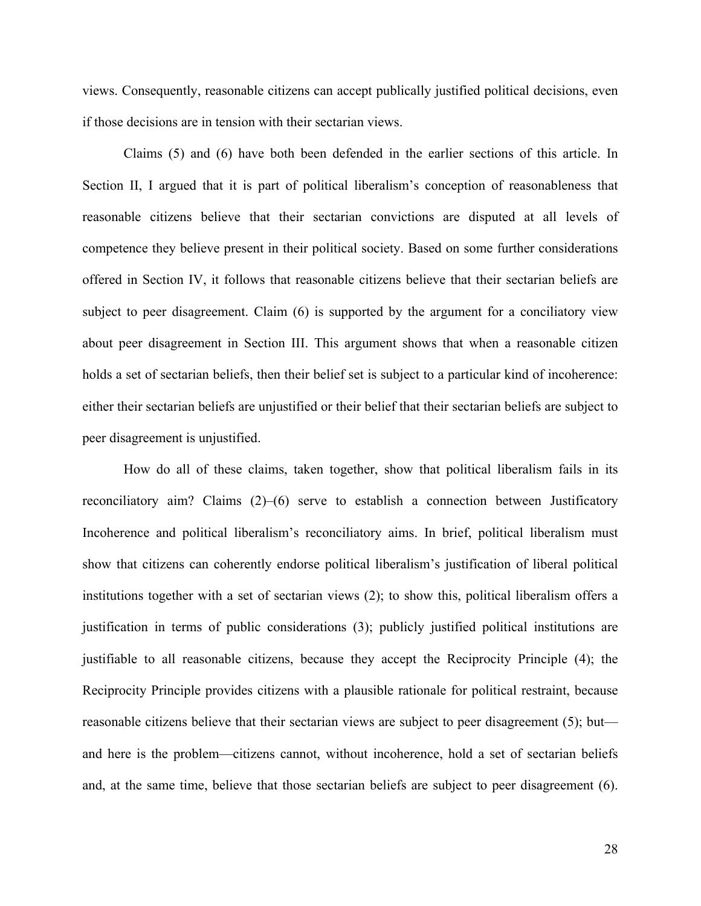views. Consequently, reasonable citizens can accept publically justified political decisions, even if those decisions are in tension with their sectarian views.

Claims (5) and (6) have both been defended in the earlier sections of this article. In Section II, I argued that it is part of political liberalism's conception of reasonableness that reasonable citizens believe that their sectarian convictions are disputed at all levels of competence they believe present in their political society. Based on some further considerations offered in Section IV, it follows that reasonable citizens believe that their sectarian beliefs are subject to peer disagreement. Claim (6) is supported by the argument for a conciliatory view about peer disagreement in Section III. This argument shows that when a reasonable citizen holds a set of sectarian beliefs, then their belief set is subject to a particular kind of incoherence: either their sectarian beliefs are unjustified or their belief that their sectarian beliefs are subject to peer disagreement is unjustified.

How do all of these claims, taken together, show that political liberalism fails in its reconciliatory aim? Claims (2)–(6) serve to establish a connection between Justificatory Incoherence and political liberalism's reconciliatory aims. In brief, political liberalism must show that citizens can coherently endorse political liberalism's justification of liberal political institutions together with a set of sectarian views (2); to show this, political liberalism offers a justification in terms of public considerations (3); publicly justified political institutions are justifiable to all reasonable citizens, because they accept the Reciprocity Principle (4); the Reciprocity Principle provides citizens with a plausible rationale for political restraint, because reasonable citizens believe that their sectarian views are subject to peer disagreement (5); but—and here is the problem—citizens cannot, without incoherence, hold a set of sectarian beliefs and, at the same time, believe that those sectarian beliefs are subject to peer disagreement (6).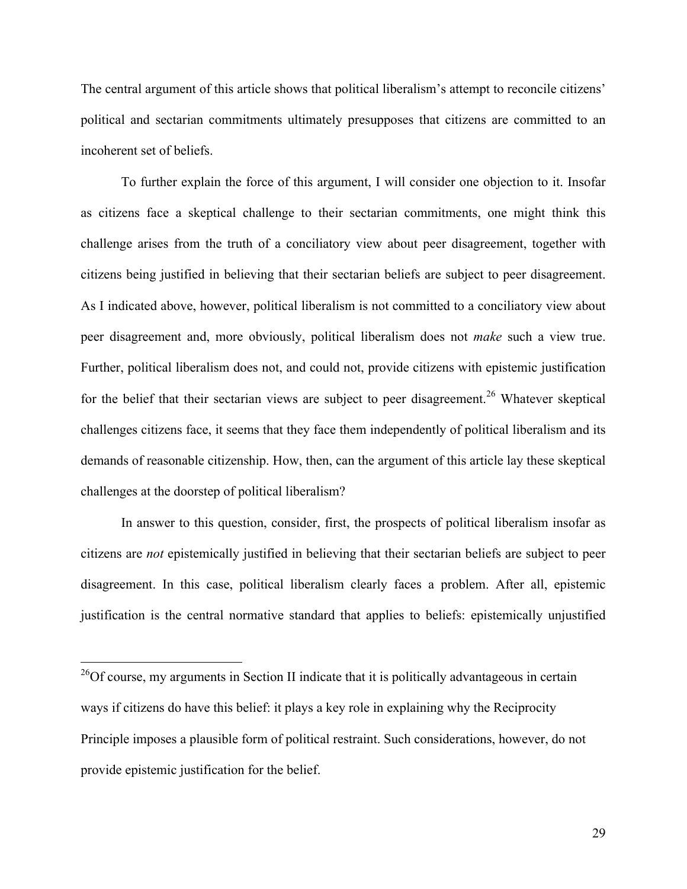The central argument of this article shows that political liberalism's attempt to reconcile citizens' political and sectarian commitments ultimately presupposes that citizens are committed to an incoherent set of beliefs.

To further explain the force of this argument, I will consider one objection to it. Insofar as citizens face a skeptical challenge to their sectarian commitments, one might think this challenge arises from the truth of a conciliatory view about peer disagreement, together with citizens being justified in believing that their sectarian beliefs are subject to peer disagreement. As I indicated above, however, political liberalism is not committed to a conciliatory view about peer disagreement and, more obviously, political liberalism does not *make* such a view true. Further, political liberalism does not, and could not, provide citizens with epistemic justification for the belief that their sectarian views are subject to peer disagreement.[26] Whatever skeptical challenges citizens face, it seems that they face them independently of political liberalism and its demands of reasonable citizenship. How, then, can the argument of this article lay these skeptical challenges at the doorstep of political liberalism?

In answer to this question, consider, first, the prospects of political liberalism insofar as citizens are *not* epistemically justified in believing that their sectarian beliefs are subject to peer disagreement. In this case, political liberalism clearly faces a problem. After all, epistemic justification is the central normative standard that applies to beliefs: epistemically unjustified

---

[26] Of course, my arguments in Section II indicate that it is politically advantageous in certain ways if citizens do have this belief: it plays a key role in explaining why the Reciprocity Principle imposes a plausible form of political restraint. Such considerations, however, do not provide epistemic justification for the belief.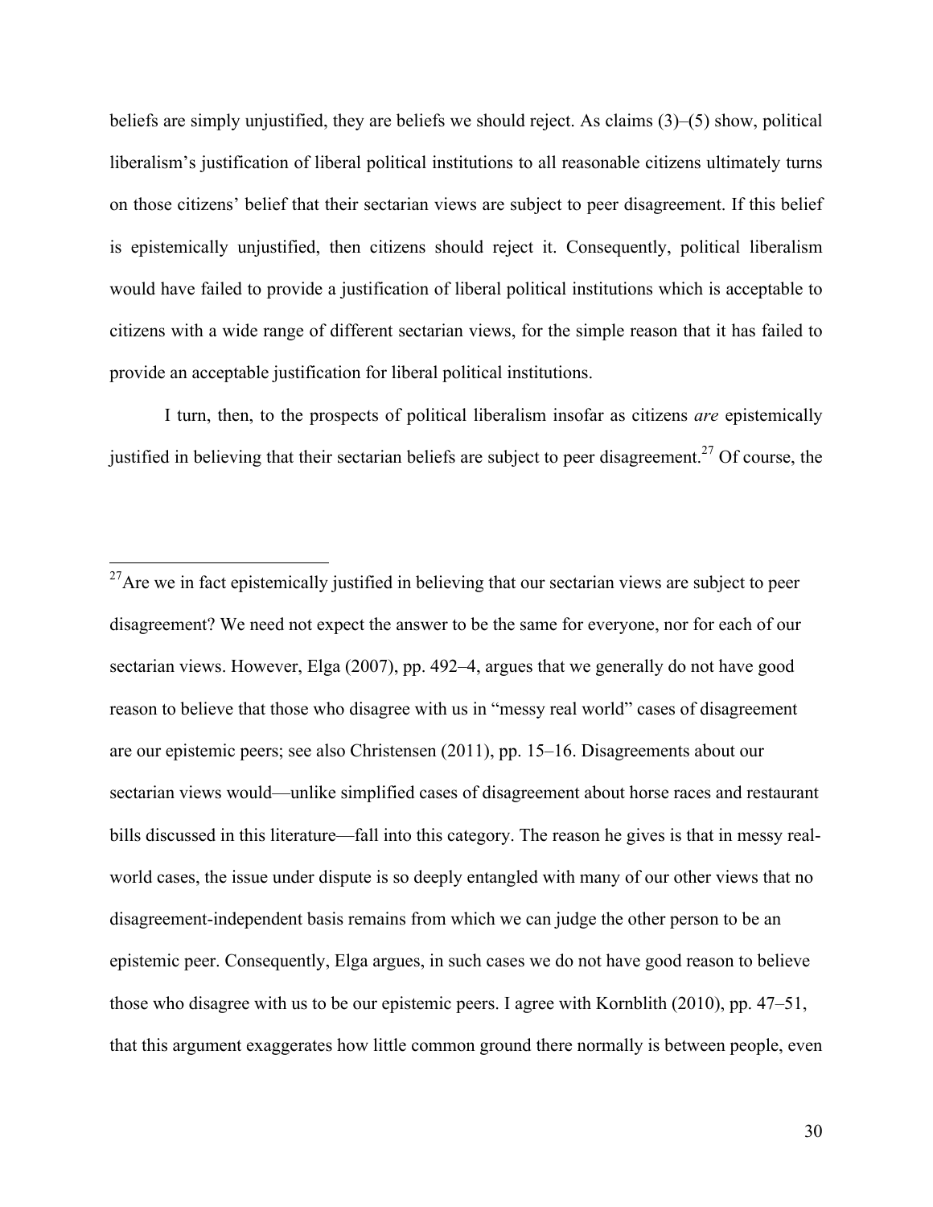beliefs are simply unjustified, they are beliefs we should reject. As claims (3)–(5) show, political liberalism's justification of liberal political institutions to all reasonable citizens ultimately turns on those citizens' belief that their sectarian views are subject to peer disagreement. If this belief is epistemically unjustified, then citizens should reject it. Consequently, political liberalism would have failed to provide a justification of liberal political institutions which is acceptable to citizens with a wide range of different sectarian views, for the simple reason that it has failed to provide an acceptable justification for liberal political institutions.

I turn, then, to the prospects of political liberalism insofar as citizens *are* epistemically justified in believing that their sectarian beliefs are subject to peer disagreement.[27] Of course, the

---

[27] Are we in fact epistemically justified in believing that our sectarian views are subject to peer disagreement? We need not expect the answer to be the same for everyone, nor for each of our sectarian views. However, Elga (2007), pp. 492–4, argues that we generally do not have good reason to believe that those who disagree with us in "messy real world" cases of disagreement are our epistemic peers; see also Christensen (2011), pp. 15–16. Disagreements about our sectarian views would—unlike simplified cases of disagreement about horse races and restaurant bills discussed in this literature—fall into this category. The reason he gives is that in messy real-world cases, the issue under dispute is so deeply entangled with many of our other views that no disagreement-independent basis remains from which we can judge the other person to be an epistemic peer. Consequently, Elga argues, in such cases we do not have good reason to believe those who disagree with us to be our epistemic peers. I agree with Kornblith (2010), pp. 47–51, that this argument exaggerates how little common ground there normally is between people, even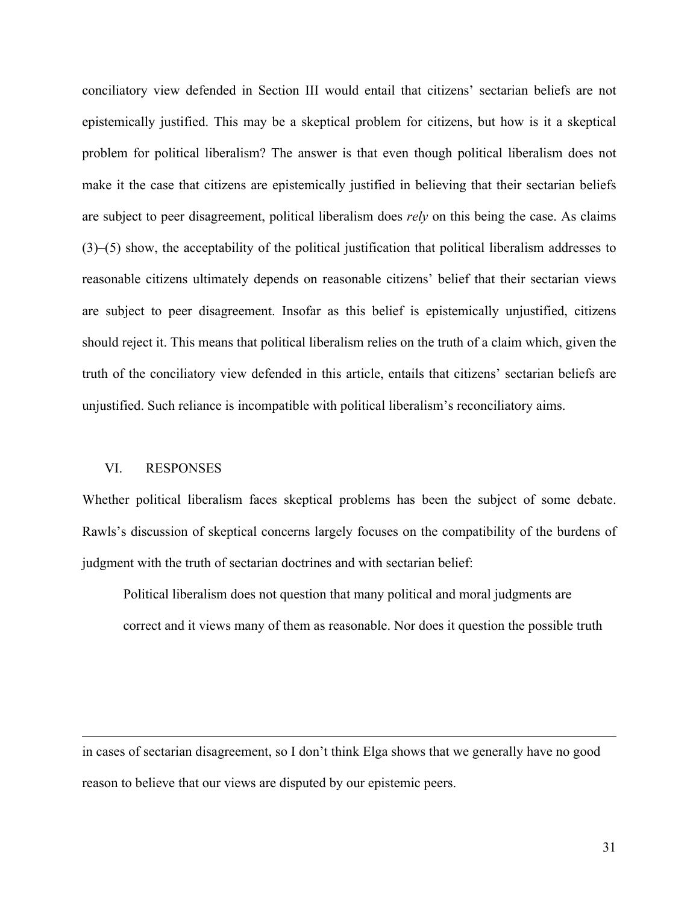conciliatory view defended in Section III would entail that citizens' sectarian beliefs are not epistemically justified. This may be a skeptical problem for citizens, but how is it a skeptical problem for political liberalism? The answer is that even though political liberalism does not make it the case that citizens are epistemically justified in believing that their sectarian beliefs are subject to peer disagreement, political liberalism does *rely* on this being the case. As claims (3)–(5) show, the acceptability of the political justification that political liberalism addresses to reasonable citizens ultimately depends on reasonable citizens' belief that their sectarian views are subject to peer disagreement. Insofar as this belief is epistemically unjustified, citizens should reject it. This means that political liberalism relies on the truth of a claim which, given the truth of the conciliatory view defended in this article, entails that citizens' sectarian beliefs are unjustified. Such reliance is incompatible with political liberalism's reconciliatory aims.

## VI. RESPONSES

Whether political liberalism faces skeptical problems has been the subject of some debate. Rawls's discussion of skeptical concerns largely focuses on the compatibility of the burdens of judgment with the truth of sectarian doctrines and with sectarian belief:

> Political liberalism does not question that many political and moral judgments are correct and it views many of them as reasonable. Nor does it question the possible truth

---

in cases of sectarian disagreement, so I don't think Elga shows that we generally have no good reason to believe that our views are disputed by our epistemic peers.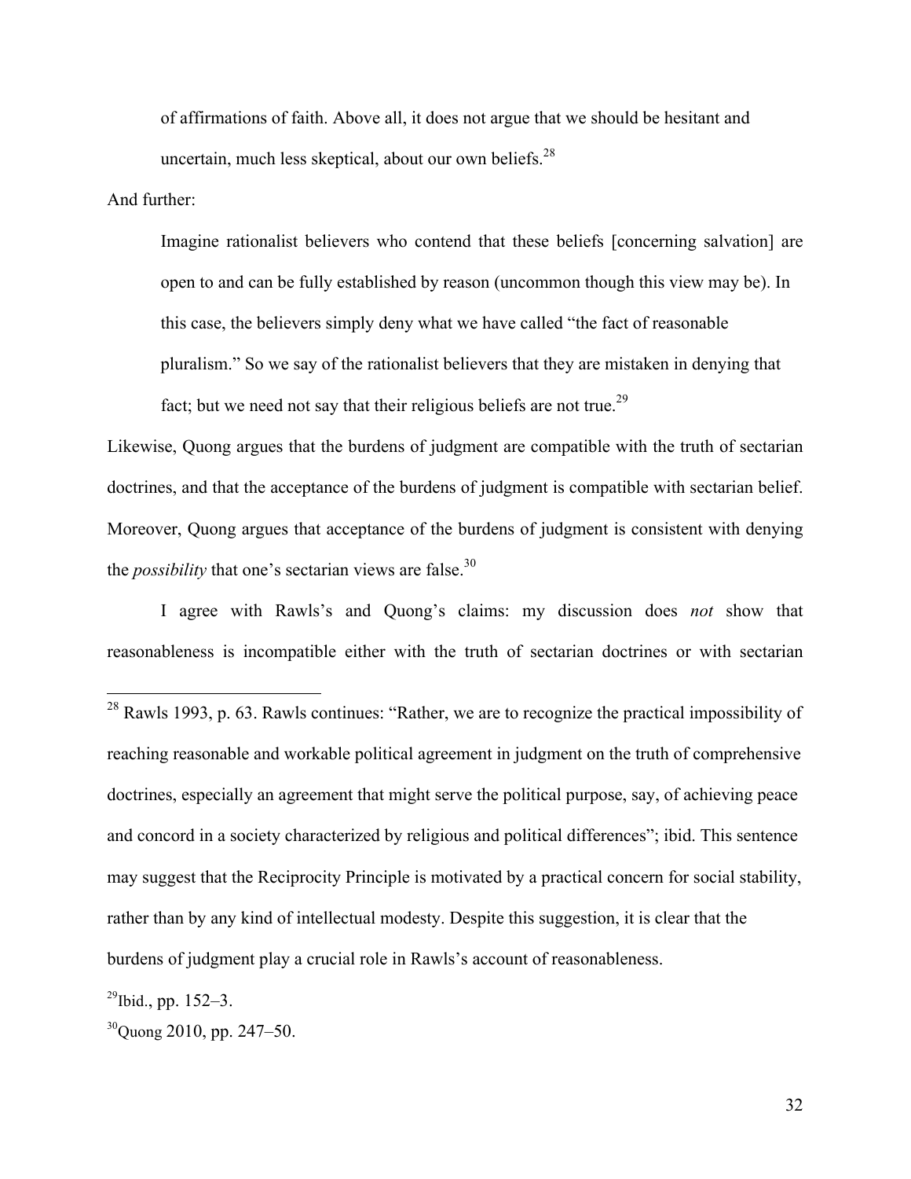> of affirmations of faith. Above all, it does not argue that we should be hesitant and uncertain, much less skeptical, about our own beliefs.[28]

And further:

> Imagine rationalist believers who contend that these beliefs [concerning salvation] are open to and can be fully established by reason (uncommon though this view may be). In this case, the believers simply deny what we have called "the fact of reasonable pluralism." So we say of the rationalist believers that they are mistaken in denying that fact; but we need not say that their religious beliefs are not true.[29]

Likewise, Quong argues that the burdens of judgment are compatible with the truth of sectarian doctrines, and that the acceptance of the burdens of judgment is compatible with sectarian belief. Moreover, Quong argues that acceptance of the burdens of judgment is consistent with denying the *possibility* that one's sectarian views are false.[30]

I agree with Rawls's and Quong's claims: my discussion does *not* show that reasonableness is incompatible either with the truth of sectarian doctrines or with sectarian

---

[28] Rawls 1993, p. 63. Rawls continues: "Rather, we are to recognize the practical impossibility of reaching reasonable and workable political agreement in judgment on the truth of comprehensive doctrines, especially an agreement that might serve the political purpose, say, of achieving peace and concord in a society characterized by religious and political differences"; ibid. This sentence may suggest that the Reciprocity Principle is motivated by a practical concern for social stability, rather than by any kind of intellectual modesty. Despite this suggestion, it is clear that the burdens of judgment play a crucial role in Rawls's account of reasonableness.

[29] Ibid., pp. 152–3.

[30] Quong 2010, pp. 247–50.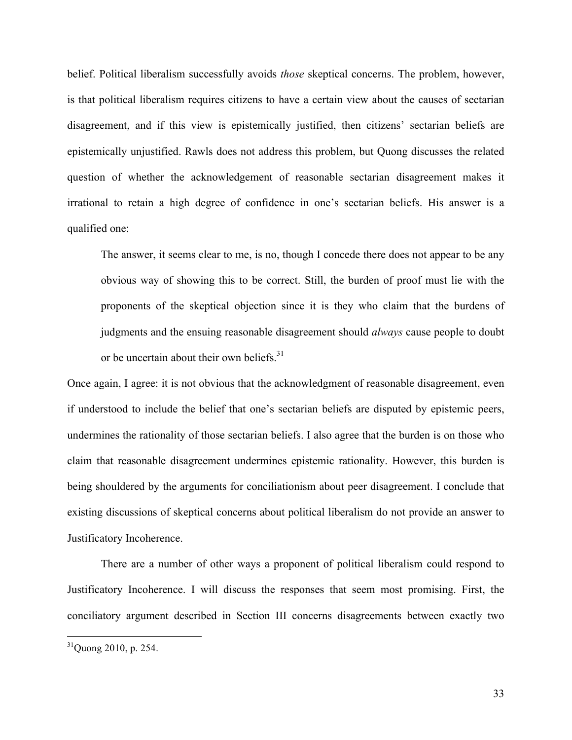belief. Political liberalism successfully avoids *those* skeptical concerns. The problem, however, is that political liberalism requires citizens to have a certain view about the causes of sectarian disagreement, and if this view is epistemically justified, then citizens' sectarian beliefs are epistemically unjustified. Rawls does not address this problem, but Quong discusses the related question of whether the acknowledgement of reasonable sectarian disagreement makes it irrational to retain a high degree of confidence in one's sectarian beliefs. His answer is a qualified one:

> The answer, it seems clear to me, is no, though I concede there does not appear to be any obvious way of showing this to be correct. Still, the burden of proof must lie with the proponents of the skeptical objection since it is they who claim that the burdens of judgments and the ensuing reasonable disagreement should *always* cause people to doubt or be uncertain about their own beliefs.[31]

Once again, I agree: it is not obvious that the acknowledgment of reasonable disagreement, even if understood to include the belief that one's sectarian beliefs are disputed by epistemic peers, undermines the rationality of those sectarian beliefs. I also agree that the burden is on those who claim that reasonable disagreement undermines epistemic rationality. However, this burden is being shouldered by the arguments for conciliationism about peer disagreement. I conclude that existing discussions of skeptical concerns about political liberalism do not provide an answer to Justificatory Incoherence.

There are a number of other ways a proponent of political liberalism could respond to Justificatory Incoherence. I will discuss the responses that seem most promising. First, the conciliatory argument described in Section III concerns disagreements between exactly two

[31] Quong 2010, p. 254.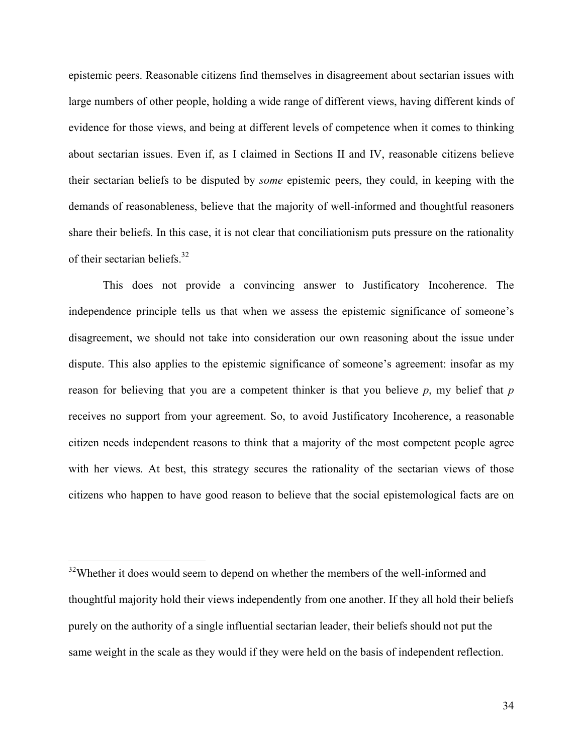epistemic peers. Reasonable citizens find themselves in disagreement about sectarian issues with large numbers of other people, holding a wide range of different views, having different kinds of evidence for those views, and being at different levels of competence when it comes to thinking about sectarian issues. Even if, as I claimed in Sections II and IV, reasonable citizens believe their sectarian beliefs to be disputed by *some* epistemic peers, they could, in keeping with the demands of reasonableness, believe that the majority of well-informed and thoughtful reasoners share their beliefs. In this case, it is not clear that conciliationism puts pressure on the rationality of their sectarian beliefs.[32]

This does not provide a convincing answer to Justificatory Incoherence. The independence principle tells us that when we assess the epistemic significance of someone's disagreement, we should not take into consideration our own reasoning about the issue under dispute. This also applies to the epistemic significance of someone's agreement: insofar as my reason for believing that you are a competent thinker is that you believe *p*, my belief that *p* receives no support from your agreement. So, to avoid Justificatory Incoherence, a reasonable citizen needs independent reasons to think that a majority of the most competent people agree with her views. At best, this strategy secures the rationality of the sectarian views of those citizens who happen to have good reason to believe that the social epistemological facts are on

---

[32]Whether it does would seem to depend on whether the members of the well-informed and thoughtful majority hold their views independently from one another. If they all hold their beliefs purely on the authority of a single influential sectarian leader, their beliefs should not put the same weight in the scale as they would if they were held on the basis of independent reflection.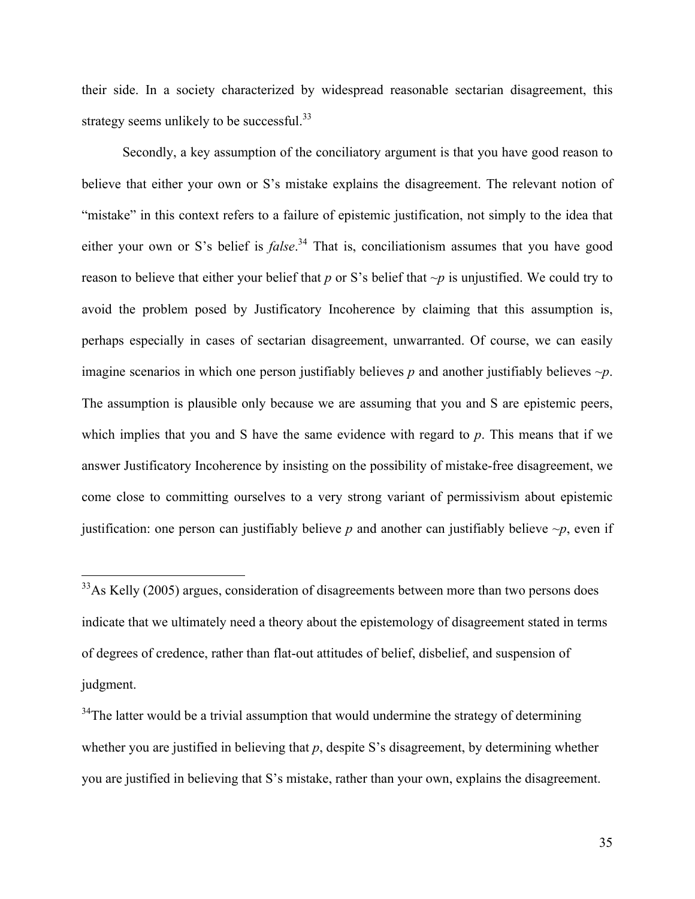their side. In a society characterized by widespread reasonable sectarian disagreement, this strategy seems unlikely to be successful.[33]

Secondly, a key assumption of the conciliatory argument is that you have good reason to believe that either your own or S's mistake explains the disagreement. The relevant notion of "mistake" in this context refers to a failure of epistemic justification, not simply to the idea that either your own or S's belief is *false*.[34] That is, conciliationism assumes that you have good reason to believe that either your belief that *p* or S's belief that ~*p* is unjustified. We could try to avoid the problem posed by Justificatory Incoherence by claiming that this assumption is, perhaps especially in cases of sectarian disagreement, unwarranted. Of course, we can easily imagine scenarios in which one person justifiably believes *p* and another justifiably believes ~*p*. The assumption is plausible only because we are assuming that you and S are epistemic peers, which implies that you and S have the same evidence with regard to *p*. This means that if we answer Justificatory Incoherence by insisting on the possibility of mistake-free disagreement, we come close to committing ourselves to a very strong variant of permissivism about epistemic justification: one person can justifiably believe *p* and another can justifiably believe ~*p*, even if

---

[33] As Kelly (2005) argues, consideration of disagreements between more than two persons does indicate that we ultimately need a theory about the epistemology of disagreement stated in terms of degrees of credence, rather than flat-out attitudes of belief, disbelief, and suspension of judgment.

[34] The latter would be a trivial assumption that would undermine the strategy of determining whether you are justified in believing that *p*, despite S's disagreement, by determining whether you are justified in believing that S's mistake, rather than your own, explains the disagreement.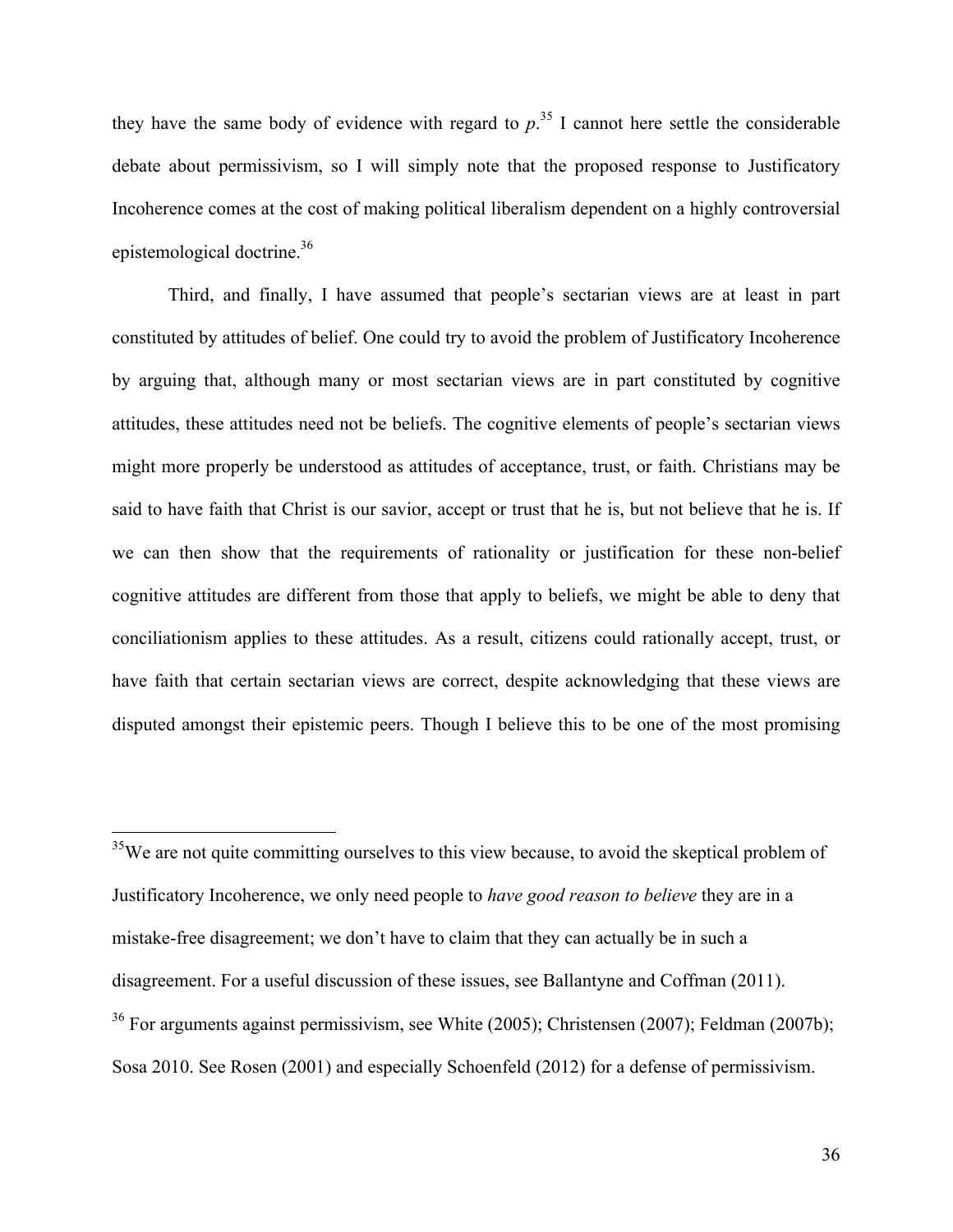they have the same body of evidence with regard to *p*.[35] I cannot here settle the considerable debate about permissivism, so I will simply note that the proposed response to Justificatory Incoherence comes at the cost of making political liberalism dependent on a highly controversial epistemological doctrine.[36]

Third, and finally, I have assumed that people's sectarian views are at least in part constituted by attitudes of belief. One could try to avoid the problem of Justificatory Incoherence by arguing that, although many or most sectarian views are in part constituted by cognitive attitudes, these attitudes need not be beliefs. The cognitive elements of people's sectarian views might more properly be understood as attitudes of acceptance, trust, or faith. Christians may be said to have faith that Christ is our savior, accept or trust that he is, but not believe that he is. If we can then show that the requirements of rationality or justification for these non-belief cognitive attitudes are different from those that apply to beliefs, we might be able to deny that conciliationism applies to these attitudes. As a result, citizens could rationally accept, trust, or have faith that certain sectarian views are correct, despite acknowledging that these views are disputed amongst their epistemic peers. Though I believe this to be one of the most promising

---

[35]We are not quite committing ourselves to this view because, to avoid the skeptical problem of Justificatory Incoherence, we only need people to *have good reason to believe* they are in a mistake-free disagreement; we don't have to claim that they can actually be in such a disagreement. For a useful discussion of these issues, see Ballantyne and Coffman (2011).

[36] For arguments against permissivism, see White (2005); Christensen (2007); Feldman (2007b); Sosa 2010. See Rosen (2001) and especially Schoenfeld (2012) for a defense of permissivism.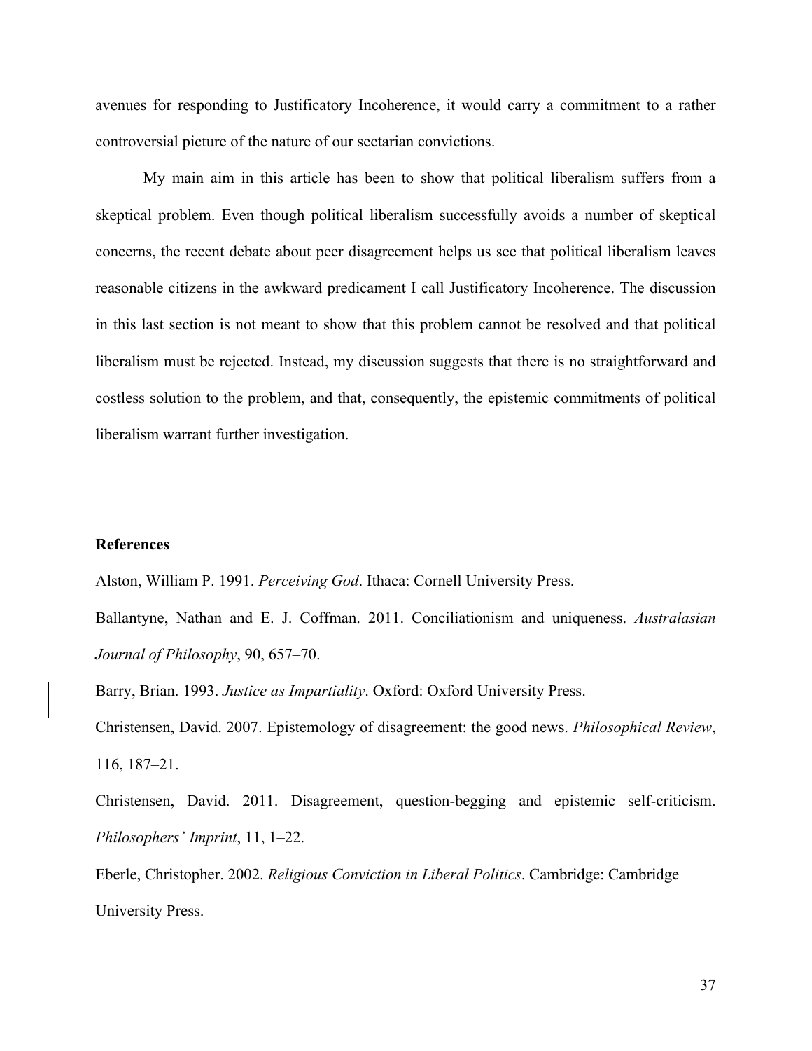avenues for responding to Justificatory Incoherence, it would carry a commitment to a rather controversial picture of the nature of our sectarian convictions.

My main aim in this article has been to show that political liberalism suffers from a skeptical problem. Even though political liberalism successfully avoids a number of skeptical concerns, the recent debate about peer disagreement helps us see that political liberalism leaves reasonable citizens in the awkward predicament I call Justificatory Incoherence. The discussion in this last section is not meant to show that this problem cannot be resolved and that political liberalism must be rejected. Instead, my discussion suggests that there is no straightforward and costless solution to the problem, and that, consequently, the epistemic commitments of political liberalism warrant further investigation.

## References

Alston, William P. 1991. *Perceiving God*. Ithaca: Cornell University Press.

Ballantyne, Nathan and E. J. Coffman. 2011. Conciliationism and uniqueness. *Australasian Journal of Philosophy*, 90, 657–70.

Barry, Brian. 1993. *Justice as Impartiality*. Oxford: Oxford University Press.

Christensen, David. 2007. Epistemology of disagreement: the good news. *Philosophical Review*, 116, 187–21.

Christensen, David. 2011. Disagreement, question-begging and epistemic self-criticism. *Philosophers' Imprint*, 11, 1–22.

Eberle, Christopher. 2002. *Religious Conviction in Liberal Politics*. Cambridge: Cambridge University Press.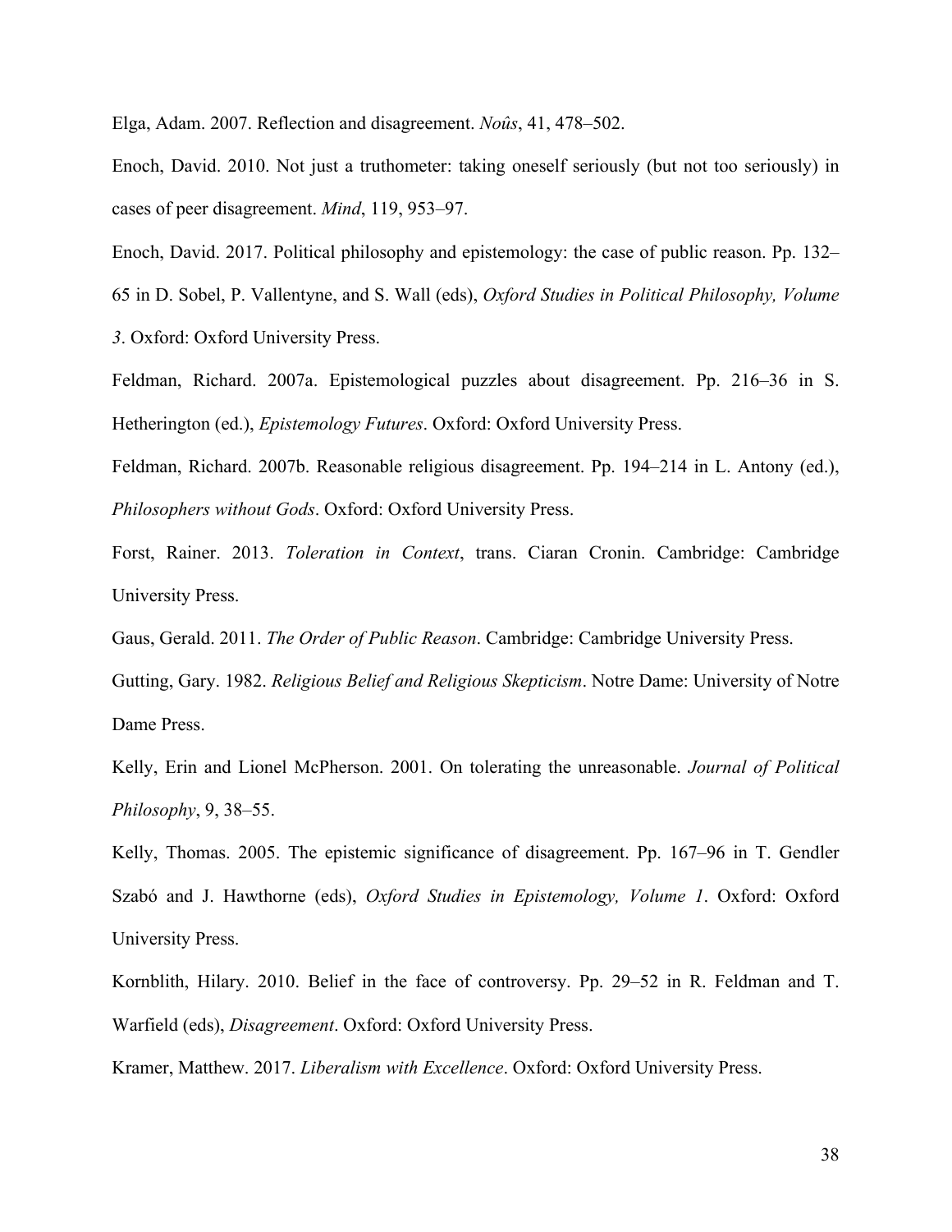Elga, Adam. 2007. Reflection and disagreement. *Noûs*, 41, 478–502.

Enoch, David. 2010. Not just a truthometer: taking oneself seriously (but not too seriously) in cases of peer disagreement. *Mind*, 119, 953–97.

Enoch, David. 2017. Political philosophy and epistemology: the case of public reason. Pp. 132–65 in D. Sobel, P. Vallentyne, and S. Wall (eds), *Oxford Studies in Political Philosophy, Volume 3*. Oxford: Oxford University Press.

Feldman, Richard. 2007a. Epistemological puzzles about disagreement. Pp. 216–36 in S. Hetherington (ed.), *Epistemology Futures*. Oxford: Oxford University Press.

Feldman, Richard. 2007b. Reasonable religious disagreement. Pp. 194–214 in L. Antony (ed.), *Philosophers without Gods*. Oxford: Oxford University Press.

Forst, Rainer. 2013. *Toleration in Context*, trans. Ciaran Cronin. Cambridge: Cambridge University Press.

Gaus, Gerald. 2011. *The Order of Public Reason*. Cambridge: Cambridge University Press.

Gutting, Gary. 1982. *Religious Belief and Religious Skepticism*. Notre Dame: University of Notre Dame Press.

Kelly, Erin and Lionel McPherson. 2001. On tolerating the unreasonable. *Journal of Political Philosophy*, 9, 38–55.

Kelly, Thomas. 2005. The epistemic significance of disagreement. Pp. 167–96 in T. Gendler Szabó and J. Hawthorne (eds), *Oxford Studies in Epistemology, Volume 1*. Oxford: Oxford University Press.

Kornblith, Hilary. 2010. Belief in the face of controversy. Pp. 29–52 in R. Feldman and T. Warfield (eds), *Disagreement*. Oxford: Oxford University Press.

Kramer, Matthew. 2017. *Liberalism with Excellence*. Oxford: Oxford University Press.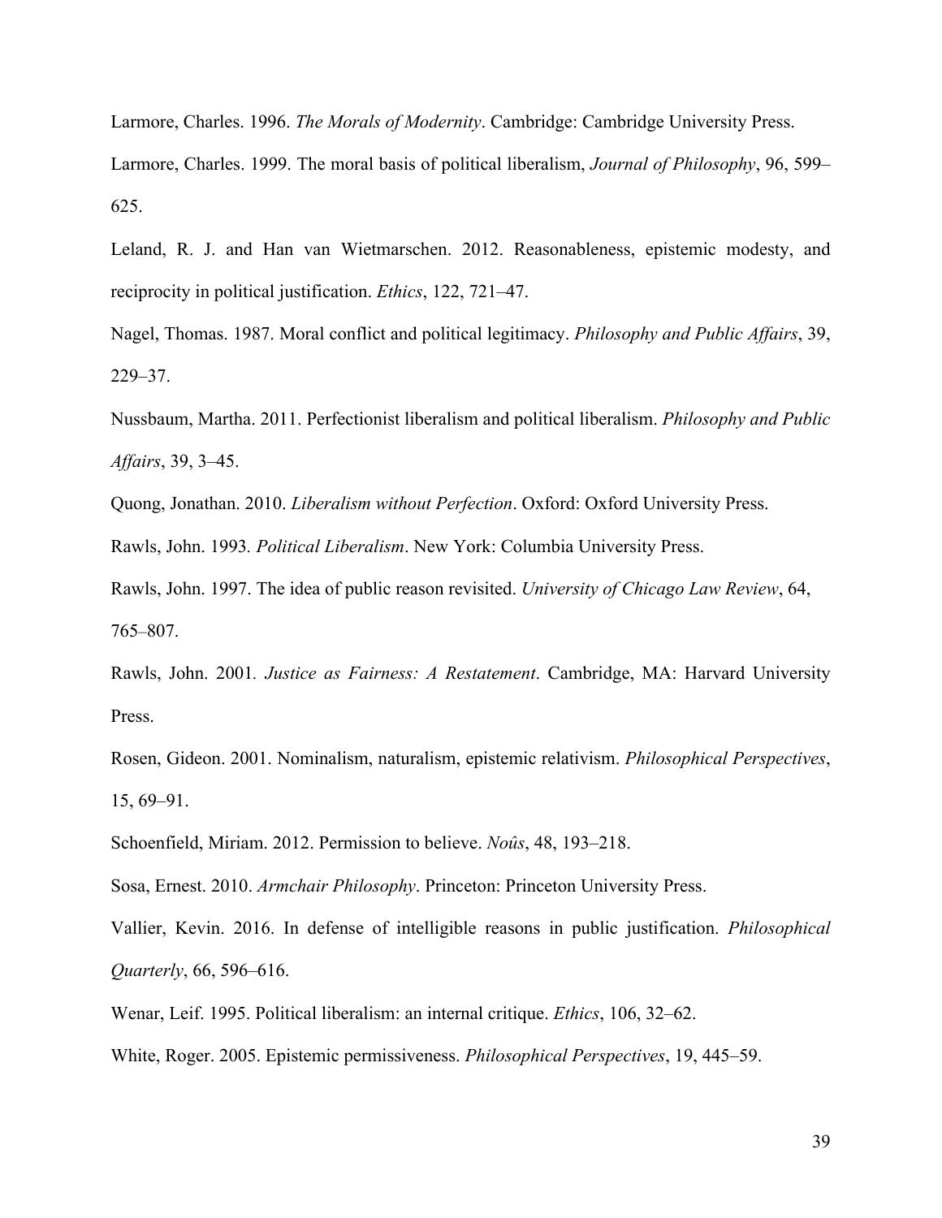Larmore, Charles. 1996. *The Morals of Modernity*. Cambridge: Cambridge University Press.

Larmore, Charles. 1999. The moral basis of political liberalism, *Journal of Philosophy*, 96, 599–625.

Leland, R. J. and Han van Wietmarschen. 2012. Reasonableness, epistemic modesty, and reciprocity in political justification. *Ethics*, 122, 721–47.

Nagel, Thomas. 1987. Moral conflict and political legitimacy. *Philosophy and Public Affairs*, 39, 229–37.

Nussbaum, Martha. 2011. Perfectionist liberalism and political liberalism. *Philosophy and Public Affairs*, 39, 3–45.

Quong, Jonathan. 2010. *Liberalism without Perfection*. Oxford: Oxford University Press.

Rawls, John. 1993. *Political Liberalism*. New York: Columbia University Press.

Rawls, John. 1997. The idea of public reason revisited. *University of Chicago Law Review*, 64, 765–807.

Rawls, John. 2001. *Justice as Fairness: A Restatement*. Cambridge, MA: Harvard University Press.

Rosen, Gideon. 2001. Nominalism, naturalism, epistemic relativism. *Philosophical Perspectives*, 15, 69–91.

Schoenfield, Miriam. 2012. Permission to believe. *Noûs*, 48, 193–218.

Sosa, Ernest. 2010. *Armchair Philosophy*. Princeton: Princeton University Press.

Vallier, Kevin. 2016. In defense of intelligible reasons in public justification. *Philosophical Quarterly*, 66, 596–616.

Wenar, Leif. 1995. Political liberalism: an internal critique. *Ethics*, 106, 32–62.

White, Roger. 2005. Epistemic permissiveness. *Philosophical Perspectives*, 19, 445–59.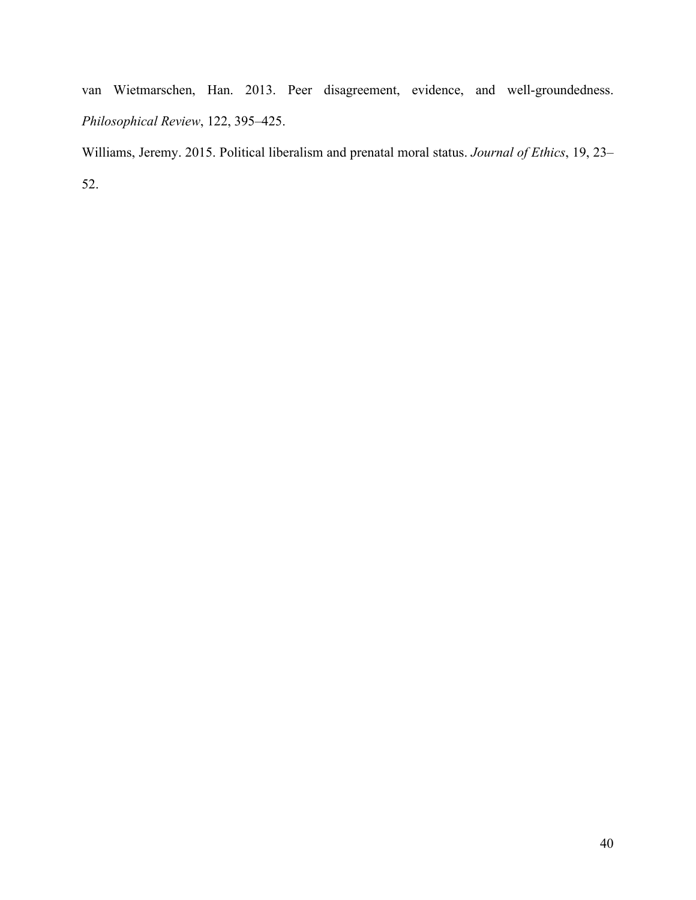van Wietmarschen, Han. 2013. Peer disagreement, evidence, and well-groundedness. *Philosophical Review*, 122, 395–425.

Williams, Jeremy. 2015. Political liberalism and prenatal moral status. *Journal of Ethics*, 19, 23–52.